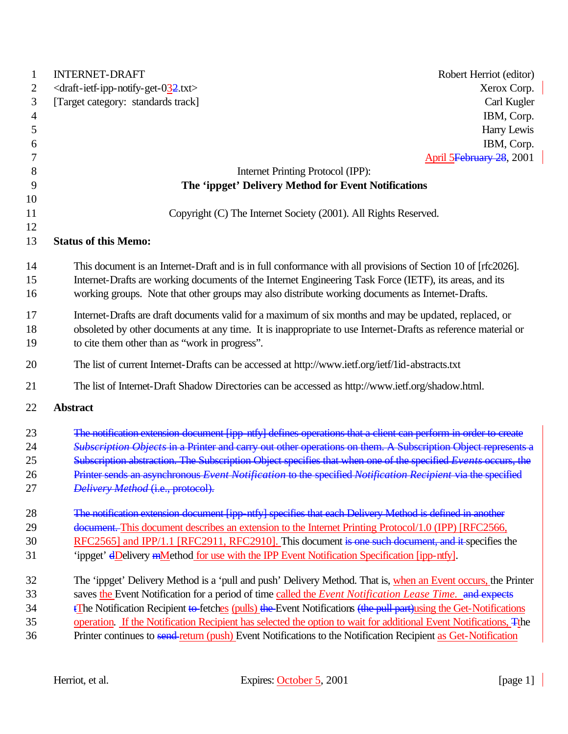INTERNET-DRAFT Robert Herriot (editor)
<draft-ietf-ipp-notify-get-03~~2~~.txt> Xerox Corp.
[Target category: standards track] Carl Kugler
IBM, Corp.
Harry Lewis
IBM, Corp.
April 5~~February 28~~, 2001

Internet Printing Protocol (IPP):

**The ‘ippget’ Delivery Method for Event Notifications**

Copyright (C) The Internet Society (2001). All Rights Reserved.

**Status of this Memo:**

This document is an Internet-Draft and is in full conformance with all provisions of Section 10 of [rfc2026]. Internet-Drafts are working documents of the Internet Engineering Task Force (IETF), its areas, and its working groups. Note that other groups may also distribute working documents as Internet-Drafts.

Internet-Drafts are draft documents valid for a maximum of six months and may be updated, replaced, or obsoleted by other documents at any time. It is inappropriate to use Internet-Drafts as reference material or to cite them other than as “work in progress”.

The list of current Internet-Drafts can be accessed at http://www.ietf.org/ietf/1id-abstracts.txt

The list of Internet-Draft Shadow Directories can be accessed as http://www.ietf.org/shadow.html.

**Abstract**

~~The notification extension document [ipp-ntfy] defines operations that a client can perform in order to create *Subscription Objects* in a Printer and carry out other operations on them. A Subscription Object represents a Subscription abstraction. The Subscription Object specifies that when one of the specified *Events* occurs, the Printer sends an asynchronous *Event Notification* to the specified *Notification Recipient* via the specified *Delivery Method* (i.e., protocol).~~

~~The notification extension document [ipp-ntfy] specifies that each Delivery Method is defined in another document.~~ This document describes an extension to the Internet Printing Protocol/1.0 (IPP) [RFC2566, RFC2565] and IPP/1.1 [RFC2911, RFC2910]. This document ~~is one such document, and it~~ specifies the ‘ippget’ ~~d~~Delivery ~~m~~Method for use with the IPP Event Notification Specification [ipp-ntfy].

The ‘ippget’ Delivery Method is a ‘pull and push’ Delivery Method. That is, when an Event occurs, the Printer saves the Event Notification for a period of time called the *Event Notification Lease Time*. ~~and expects t~~The Notification Recipient ~~to~~ fetches (pulls) ~~the~~ Event Notifications ~~(the pull part)~~using the Get-Notifications operation. If the Notification Recipient has selected the option to wait for additional Event Notifications, ~~T~~the Printer continues to ~~send~~ return (push) Event Notifications to the Notification Recipient as Get-Notification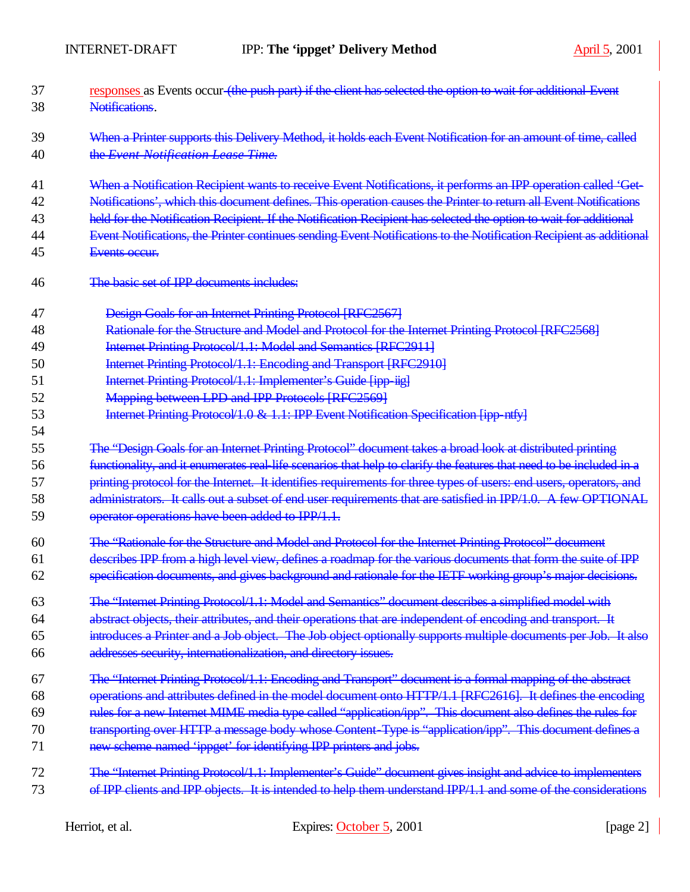responses as Events occur (the push part) if the client has selected the option to wait for additional Event Notifications.

When a Printer supports this Delivery Method, it holds each Event Notification for an amount of time, called the *Event Notification Lease Time.*

When a Notification Recipient wants to receive Event Notifications, it performs an IPP operation called 'Get-Notifications', which this document defines. This operation causes the Printer to return all Event Notifications held for the Notification Recipient. If the Notification Recipient has selected the option to wait for additional Event Notifications, the Printer continues sending Event Notifications to the Notification Recipient as additional Events occur.

The basic set of IPP documents includes:

- Design Goals for an Internet Printing Protocol [RFC2567]
- Rationale for the Structure and Model and Protocol for the Internet Printing Protocol [RFC2568]
- Internet Printing Protocol/1.1: Model and Semantics [RFC2911]
- Internet Printing Protocol/1.1: Encoding and Transport [RFC2910]
- Internet Printing Protocol/1.1: Implementer's Guide [ipp-iig]
- Mapping between LPD and IPP Protocols [RFC2569]
- Internet Printing Protocol/1.0 & 1.1: IPP Event Notification Specification [ipp-ntfy]

The "Design Goals for an Internet Printing Protocol" document takes a broad look at distributed printing functionality, and it enumerates real-life scenarios that help to clarify the features that need to be included in a printing protocol for the Internet. It identifies requirements for three types of users: end users, operators, and administrators. It calls out a subset of end user requirements that are satisfied in IPP/1.0. A few OPTIONAL operator operations have been added to IPP/1.1.

The "Rationale for the Structure and Model and Protocol for the Internet Printing Protocol" document describes IPP from a high level view, defines a roadmap for the various documents that form the suite of IPP specification documents, and gives background and rationale for the IETF working group's major decisions.

The "Internet Printing Protocol/1.1: Model and Semantics" document describes a simplified model with abstract objects, their attributes, and their operations that are independent of encoding and transport. It introduces a Printer and a Job object. The Job object optionally supports multiple documents per Job. It also addresses security, internationalization, and directory issues.

The "Internet Printing Protocol/1.1: Encoding and Transport" document is a formal mapping of the abstract operations and attributes defined in the model document onto HTTP/1.1 [RFC2616]. It defines the encoding rules for a new Internet MIME media type called "application/ipp". This document also defines the rules for transporting over HTTP a message body whose Content-Type is "application/ipp". This document defines a new scheme named 'ippget' for identifying IPP printers and jobs.

The "Internet Printing Protocol/1.1: Implementer's Guide" document gives insight and advice to implementers of IPP clients and IPP objects. It is intended to help them understand IPP/1.1 and some of the considerations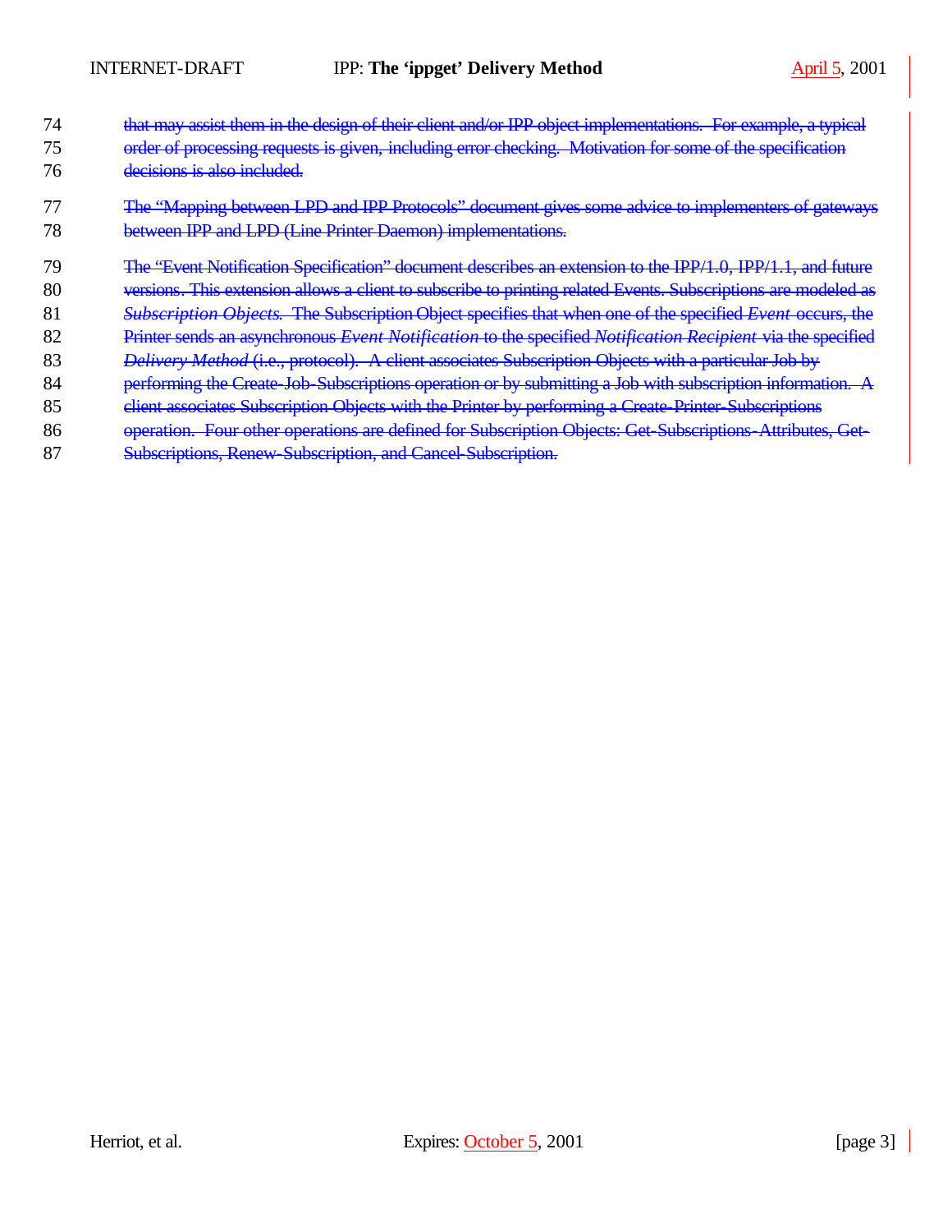~~that may assist them in the design of their client and/or IPP object implementations. For example, a typical order of processing requests is given, including error checking. Motivation for some of the specification decisions is also included.~~

~~The "Mapping between LPD and IPP Protocols" document gives some advice to implementers of gateways between IPP and LPD (Line Printer Daemon) implementations.~~

~~The "Event Notification Specification" document describes an extension to the IPP/1.0, IPP/1.1, and future versions. This extension allows a client to subscribe to printing related Events. Subscriptions are modeled as *Subscription Objects*. The Subscription Object specifies that when one of the specified *Event* occurs, the Printer sends an asynchronous *Event Notification* to the specified *Notification Recipient* via the specified *Delivery Method* (i.e., protocol). A client associates Subscription Objects with a particular Job by performing the Create-Job-Subscriptions operation or by submitting a Job with subscription information. A client associates Subscription Objects with the Printer by performing a Create-Printer-Subscriptions operation. Four other operations are defined for Subscription Objects: Get-Subscriptions-Attributes, Get-Subscriptions, Renew-Subscription, and Cancel-Subscription.~~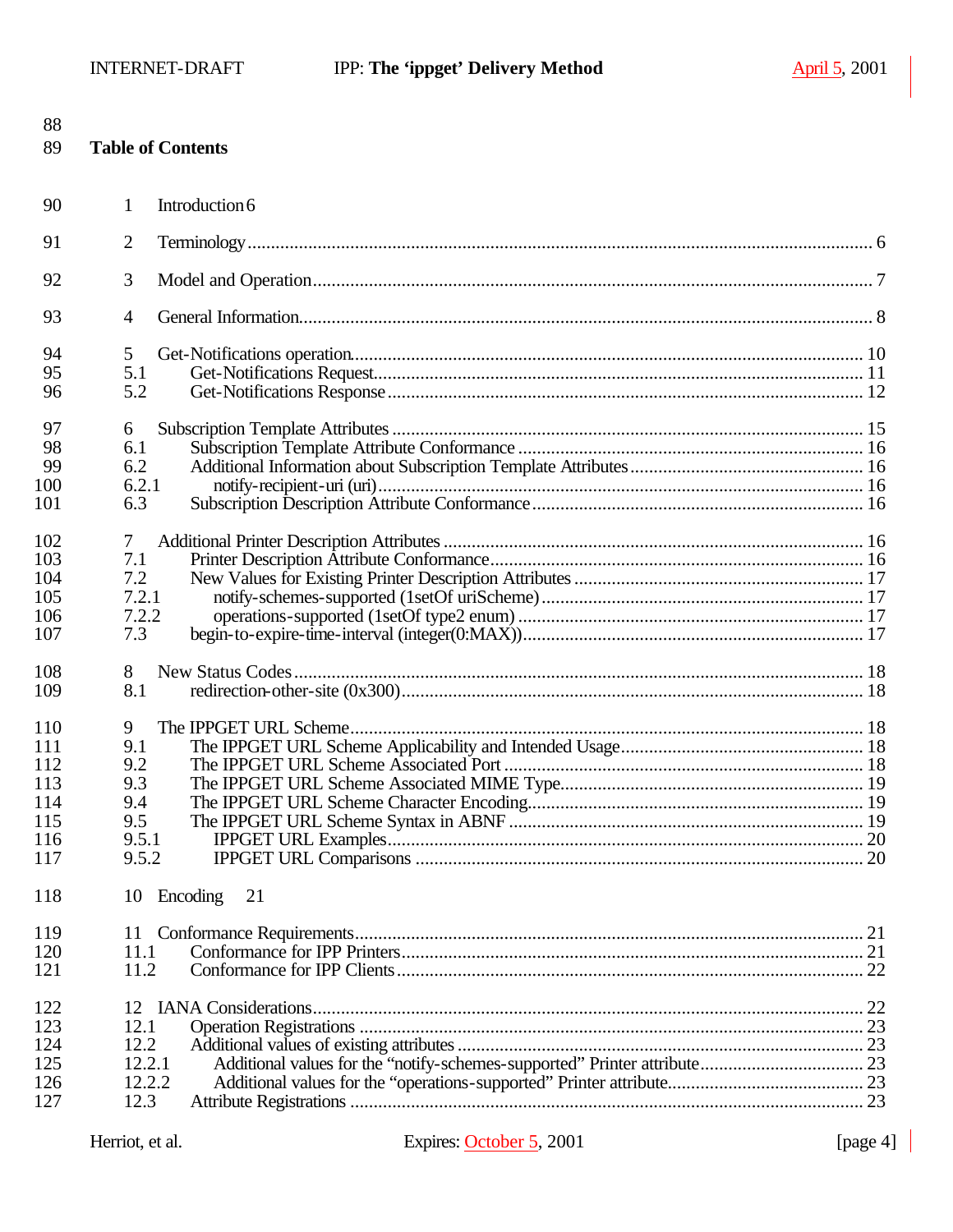## Table of Contents

1 Introduction 6

2 Terminology 6

3 Model and Operation 7

4 General Information 8

5 Get-Notifications operation 10
- 5.1 Get-Notifications Request 11
- 5.2 Get-Notifications Response 12

6 Subscription Template Attributes 15
- 6.1 Subscription Template Attribute Conformance 16
- 6.2 Additional Information about Subscription Template Attributes 16
  - 6.2.1 notify-recipient-uri (uri) 16
- 6.3 Subscription Description Attribute Conformance 16

7 Additional Printer Description Attributes 16
- 7.1 Printer Description Attribute Conformance 16
- 7.2 New Values for Existing Printer Description Attributes 17
  - 7.2.1 notify-schemes-supported (1setOf uriScheme) 17
  - 7.2.2 operations-supported (1setOf type2 enum) 17
- 7.3 begin-to-expire-time-interval (integer(0:MAX)) 17

8 New Status Codes 18
- 8.1 redirection-other-site (0x300) 18

9 The IPPGET URL Scheme 18
- 9.1 The IPPGET URL Scheme Applicability and Intended Usage 18
- 9.2 The IPPGET URL Scheme Associated Port 18
- 9.3 The IPPGET URL Scheme Associated MIME Type 19
- 9.4 The IPPGET URL Scheme Character Encoding 19
- 9.5 The IPPGET URL Scheme Syntax in ABNF 19
  - 9.5.1 IPPGET URL Examples 20
  - 9.5.2 IPPGET URL Comparisons 20

10 Encoding 21

11 Conformance Requirements 21
- 11.1 Conformance for IPP Printers 21
- 11.2 Conformance for IPP Clients 22

12 IANA Considerations 22
- 12.1 Operation Registrations 23
- 12.2 Additional values of existing attributes 23
  - 12.2.1 Additional values for the "notify-schemes-supported" Printer attribute 23
  - 12.2.2 Additional values for the "operations-supported" Printer attribute 23
- 12.3 Attribute Registrations 23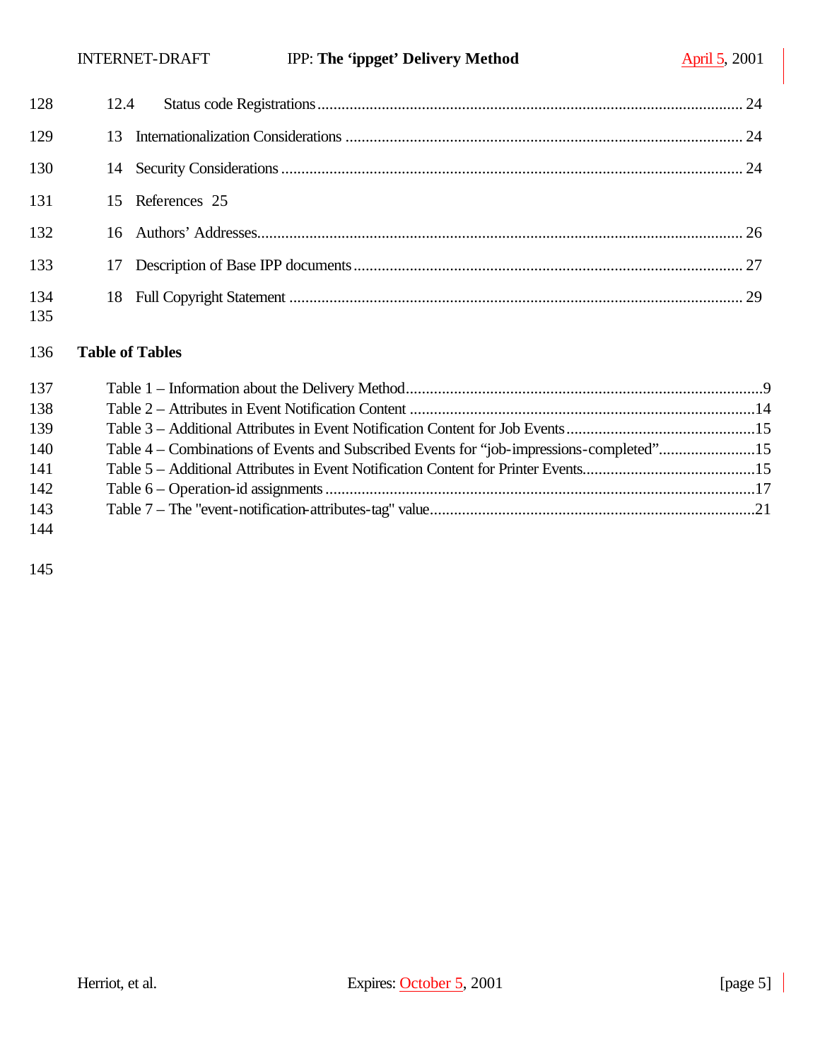12.4 Status code Registrations ........................................................................................................ 24

13 Internationalization Considerations .................................................................................................. 24

14 Security Considerations ........................................................................................................................ 24

15 References 25

16 Authors' Addresses.......................................................................................................................... 26

17 Description of Base IPP documents ................................................................................................ 27

18 Full Copyright Statement ................................................................................................................. 29

## Table of Tables

Table 1 – Information about the Delivery Method.........................................................................................9

Table 2 – Attributes in Event Notification Content .......................................................................................14

Table 3 – Additional Attributes in Event Notification Content for Job Events ...............................................15

Table 4 – Combinations of Events and Subscribed Events for "job-impressions-completed"........................15

Table 5 – Additional Attributes in Event Notification Content for Printer Events...........................................15

Table 6 – Operation-id assignments ..........................................................................................................17

Table 7 – The "event-notification-attributes-tag" value.................................................................................21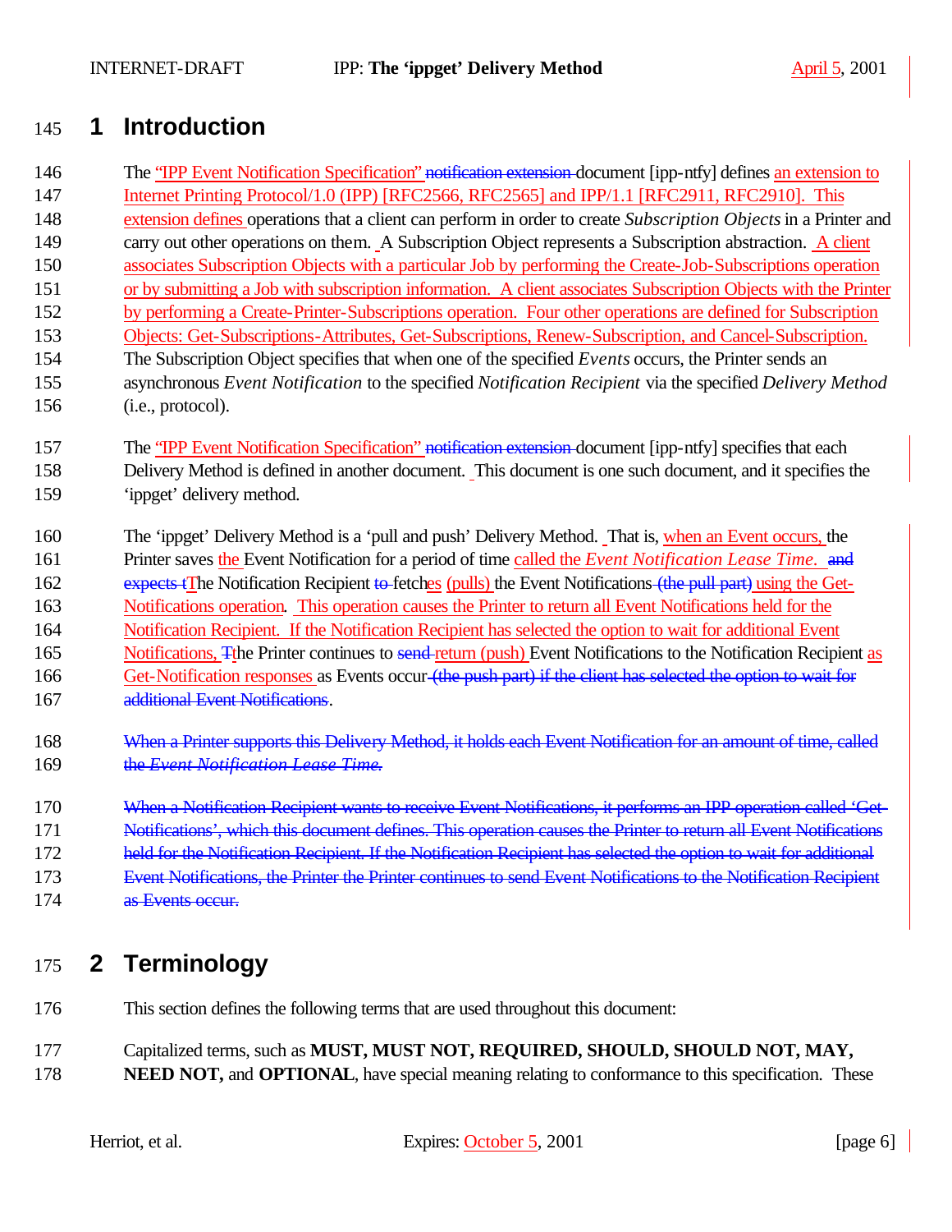# 1 Introduction

The “IPP Event Notification Specification” ~~notification extension~~ document [ipp-ntfy] defines an extension to Internet Printing Protocol/1.0 (IPP) [RFC2566, RFC2565] and IPP/1.1 [RFC2911, RFC2910]. This extension defines operations that a client can perform in order to create *Subscription Objects* in a Printer and carry out other operations on them. A Subscription Object represents a Subscription abstraction. A client associates Subscription Objects with a particular Job by performing the Create-Job-Subscriptions operation or by submitting a Job with subscription information. A client associates Subscription Objects with the Printer by performing a Create-Printer-Subscriptions operation. Four other operations are defined for Subscription Objects: Get-Subscriptions-Attributes, Get-Subscriptions, Renew-Subscription, and Cancel-Subscription. The Subscription Object specifies that when one of the specified *Events* occurs, the Printer sends an asynchronous *Event Notification* to the specified *Notification Recipient* via the specified *Delivery Method* (i.e., protocol).

The “IPP Event Notification Specification” ~~notification extension~~ document [ipp-ntfy] specifies that each Delivery Method is defined in another document. This document is one such document, and it specifies the ‘ippget’ delivery method.

The ‘ippget’ Delivery Method is a ‘pull and push’ Delivery Method. That is, when an Event occurs, the Printer saves the Event Notification for a period of time called the *Event Notification Lease Time*. ~~and expects t~~The Notification Recipient ~~to~~ fetches (pulls) the Event Notifications ~~(the pull part)~~ using the Get-Notifications operation. This operation causes the Printer to return all Event Notifications held for the Notification Recipient. If the Notification Recipient has selected the option to wait for additional Event Notifications, ~~T~~the Printer continues to ~~send~~ return (push) Event Notifications to the Notification Recipient as Get-Notification responses as Events occur ~~(the push part) if the client has selected the option to wait for additional Event Notifications~~.

~~When a Printer supports this Delivery Method, it holds each Event Notification for an amount of time, called the *Event Notification Lease Time*.~~

~~When a Notification Recipient wants to receive Event Notifications, it performs an IPP operation called ‘Get-Notifications’, which this document defines. This operation causes the Printer to return all Event Notifications held for the Notification Recipient. If the Notification Recipient has selected the option to wait for additional Event Notifications, the Printer the Printer continues to send Event Notifications to the Notification Recipient as Events occur.~~

# 2 Terminology

This section defines the following terms that are used throughout this document:

Capitalized terms, such as **MUST, MUST NOT, REQUIRED, SHOULD, SHOULD NOT, MAY, NEED NOT,** and **OPTIONAL**, have special meaning relating to conformance to this specification. These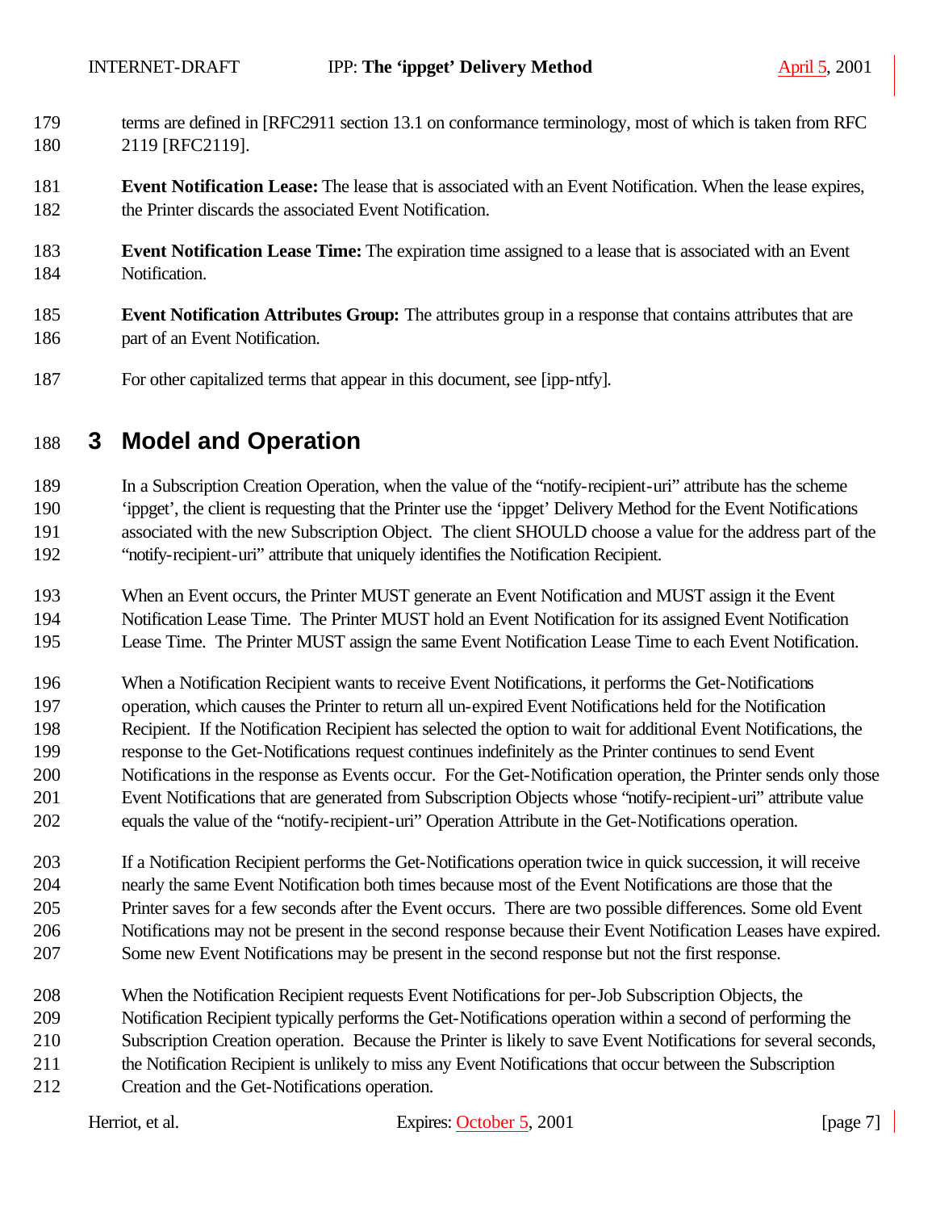terms are defined in [RFC2911 section 13.1 on conformance terminology, most of which is taken from RFC 2119 [RFC2119].

**Event Notification Lease:** The lease that is associated with an Event Notification. When the lease expires, the Printer discards the associated Event Notification.

**Event Notification Lease Time:** The expiration time assigned to a lease that is associated with an Event Notification.

**Event Notification Attributes Group:** The attributes group in a response that contains attributes that are part of an Event Notification.

For other capitalized terms that appear in this document, see [ipp-ntfy].

# 3 Model and Operation

In a Subscription Creation Operation, when the value of the "notify-recipient-uri" attribute has the scheme 'ippget', the client is requesting that the Printer use the 'ippget' Delivery Method for the Event Notifications associated with the new Subscription Object. The client SHOULD choose a value for the address part of the "notify-recipient-uri" attribute that uniquely identifies the Notification Recipient.

When an Event occurs, the Printer MUST generate an Event Notification and MUST assign it the Event Notification Lease Time. The Printer MUST hold an Event Notification for its assigned Event Notification Lease Time. The Printer MUST assign the same Event Notification Lease Time to each Event Notification.

When a Notification Recipient wants to receive Event Notifications, it performs the Get-Notifications operation, which causes the Printer to return all un-expired Event Notifications held for the Notification Recipient. If the Notification Recipient has selected the option to wait for additional Event Notifications, the response to the Get-Notifications request continues indefinitely as the Printer continues to send Event Notifications in the response as Events occur. For the Get-Notification operation, the Printer sends only those Event Notifications that are generated from Subscription Objects whose "notify-recipient-uri" attribute value equals the value of the "notify-recipient-uri" Operation Attribute in the Get-Notifications operation.

If a Notification Recipient performs the Get-Notifications operation twice in quick succession, it will receive nearly the same Event Notification both times because most of the Event Notifications are those that the Printer saves for a few seconds after the Event occurs. There are two possible differences. Some old Event Notifications may not be present in the second response because their Event Notification Leases have expired. Some new Event Notifications may be present in the second response but not the first response.

When the Notification Recipient requests Event Notifications for per-Job Subscription Objects, the Notification Recipient typically performs the Get-Notifications operation within a second of performing the Subscription Creation operation. Because the Printer is likely to save Event Notifications for several seconds, the Notification Recipient is unlikely to miss any Event Notifications that occur between the Subscription Creation and the Get-Notifications operation.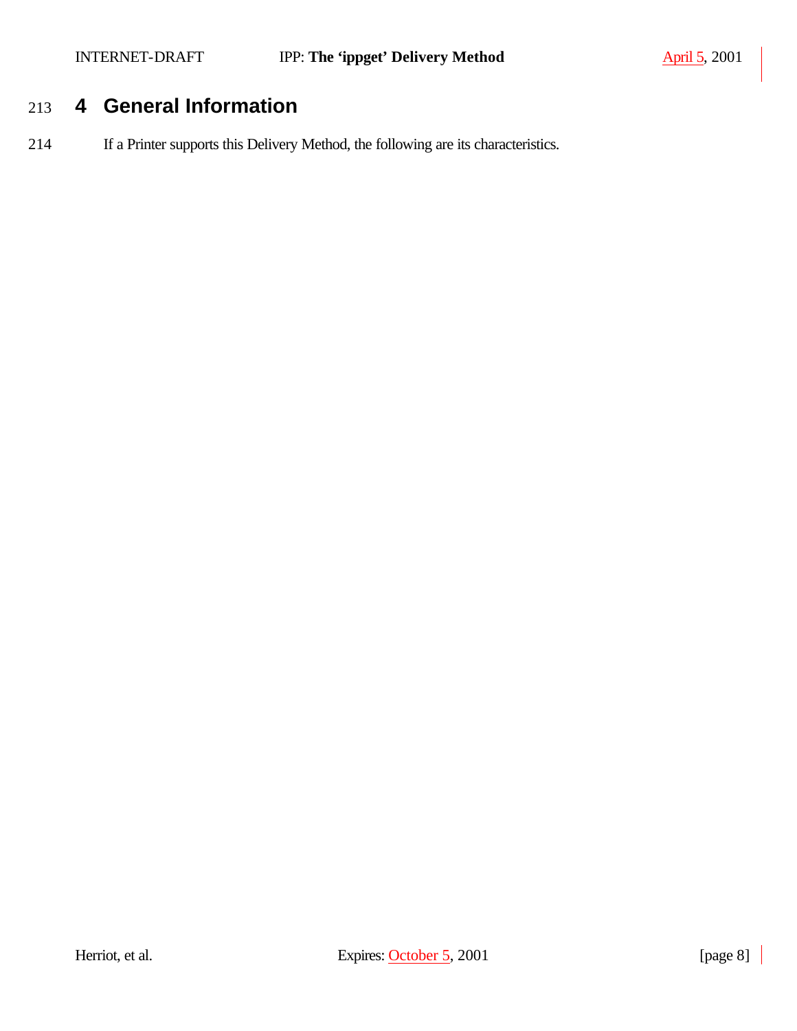# 4 General Information

If a Printer supports this Delivery Method, the following are its characteristics.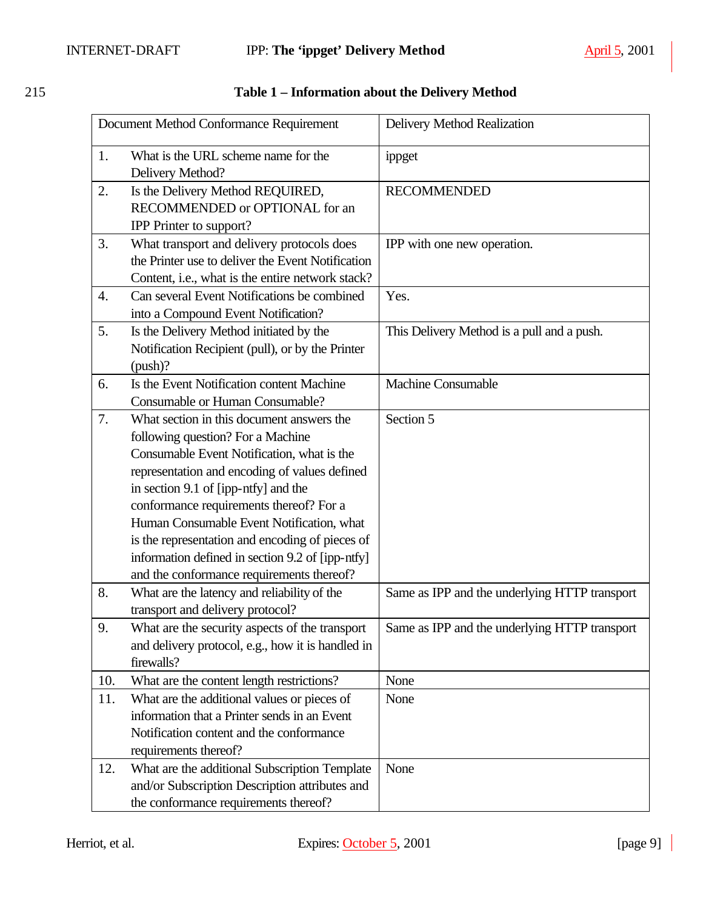**Table 1 – Information about the Delivery Method**

| Document Method Conformance Requirement | Delivery Method Realization |
|---|---|
| 1. What is the URL scheme name for the Delivery Method? | ippget |
| 2. Is the Delivery Method REQUIRED, RECOMMENDED or OPTIONAL for an IPP Printer to support? | RECOMMENDED |
| 3. What transport and delivery protocols does the Printer use to deliver the Event Notification Content, i.e., what is the entire network stack? | IPP with one new operation. |
| 4. Can several Event Notifications be combined into a Compound Event Notification? | Yes. |
| 5. Is the Delivery Method initiated by the Notification Recipient (pull), or by the Printer (push)? | This Delivery Method is a pull and a push. |
| 6. Is the Event Notification content Machine Consumable or Human Consumable? | Machine Consumable |
| 7. What section in this document answers the following question? For a Machine Consumable Event Notification, what is the representation and encoding of values defined in section 9.1 of [ipp-ntfy] and the conformance requirements thereof? For a Human Consumable Event Notification, what is the representation and encoding of pieces of information defined in section 9.2 of [ipp-ntfy] and the conformance requirements thereof? | Section 5 |
| 8. What are the latency and reliability of the transport and delivery protocol? | Same as IPP and the underlying HTTP transport |
| 9. What are the security aspects of the transport and delivery protocol, e.g., how it is handled in firewalls? | Same as IPP and the underlying HTTP transport |
| 10. What are the content length restrictions? | None |
| 11. What are the additional values or pieces of information that a Printer sends in an Event Notification content and the conformance requirements thereof? | None |
| 12. What are the additional Subscription Template and/or Subscription Description attributes and the conformance requirements thereof? | None |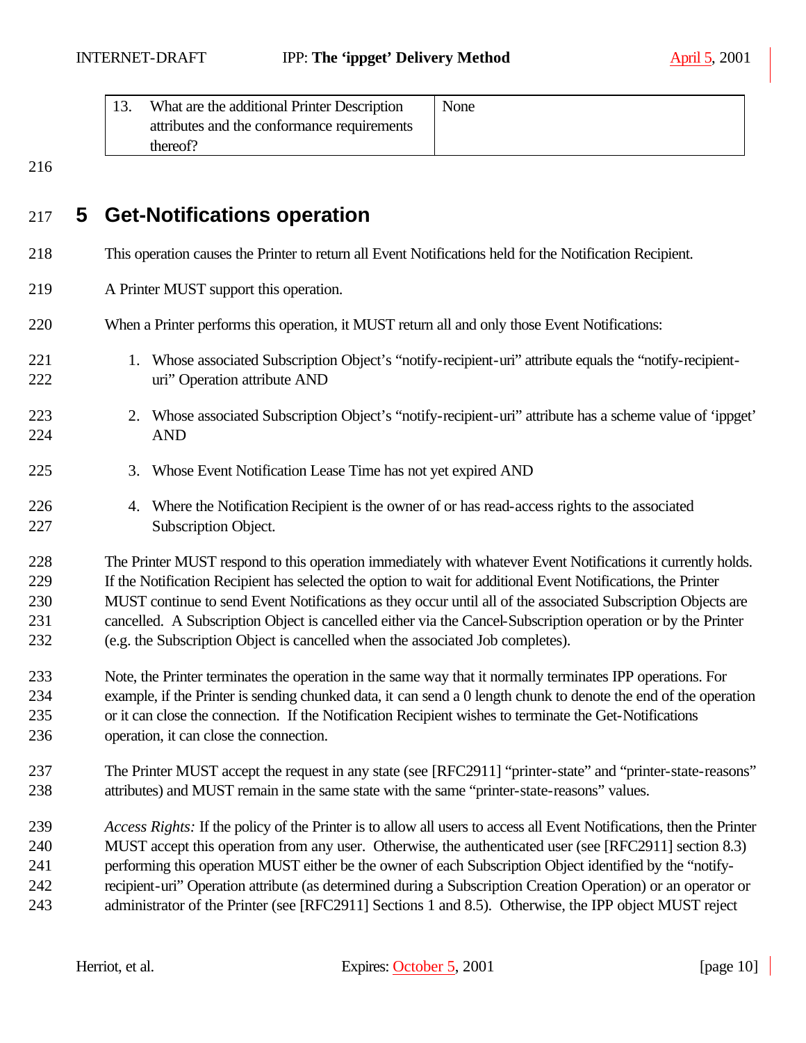| 13. What are the additional Printer Description attributes and the conformance requirements thereof? | None |
|---|---|

# 5 Get-Notifications operation

This operation causes the Printer to return all Event Notifications held for the Notification Recipient.

A Printer MUST support this operation.

When a Printer performs this operation, it MUST return all and only those Event Notifications:

1. Whose associated Subscription Object's "notify-recipient-uri" attribute equals the "notify-recipient-uri" Operation attribute AND

2. Whose associated Subscription Object's "notify-recipient-uri" attribute has a scheme value of 'ippget' AND

3. Whose Event Notification Lease Time has not yet expired AND

4. Where the Notification Recipient is the owner of or has read-access rights to the associated Subscription Object.

The Printer MUST respond to this operation immediately with whatever Event Notifications it currently holds. If the Notification Recipient has selected the option to wait for additional Event Notifications, the Printer MUST continue to send Event Notifications as they occur until all of the associated Subscription Objects are cancelled. A Subscription Object is cancelled either via the Cancel-Subscription operation or by the Printer (e.g. the Subscription Object is cancelled when the associated Job completes).

Note, the Printer terminates the operation in the same way that it normally terminates IPP operations. For example, if the Printer is sending chunked data, it can send a 0 length chunk to denote the end of the operation or it can close the connection. If the Notification Recipient wishes to terminate the Get-Notifications operation, it can close the connection.

The Printer MUST accept the request in any state (see [RFC2911] "printer-state" and "printer-state-reasons" attributes) and MUST remain in the same state with the same "printer-state-reasons" values.

*Access Rights:* If the policy of the Printer is to allow all users to access all Event Notifications, then the Printer MUST accept this operation from any user. Otherwise, the authenticated user (see [RFC2911] section 8.3) performing this operation MUST either be the owner of each Subscription Object identified by the "notify-recipient-uri" Operation attribute (as determined during a Subscription Creation Operation) or an operator or administrator of the Printer (see [RFC2911] Sections 1 and 8.5). Otherwise, the IPP object MUST reject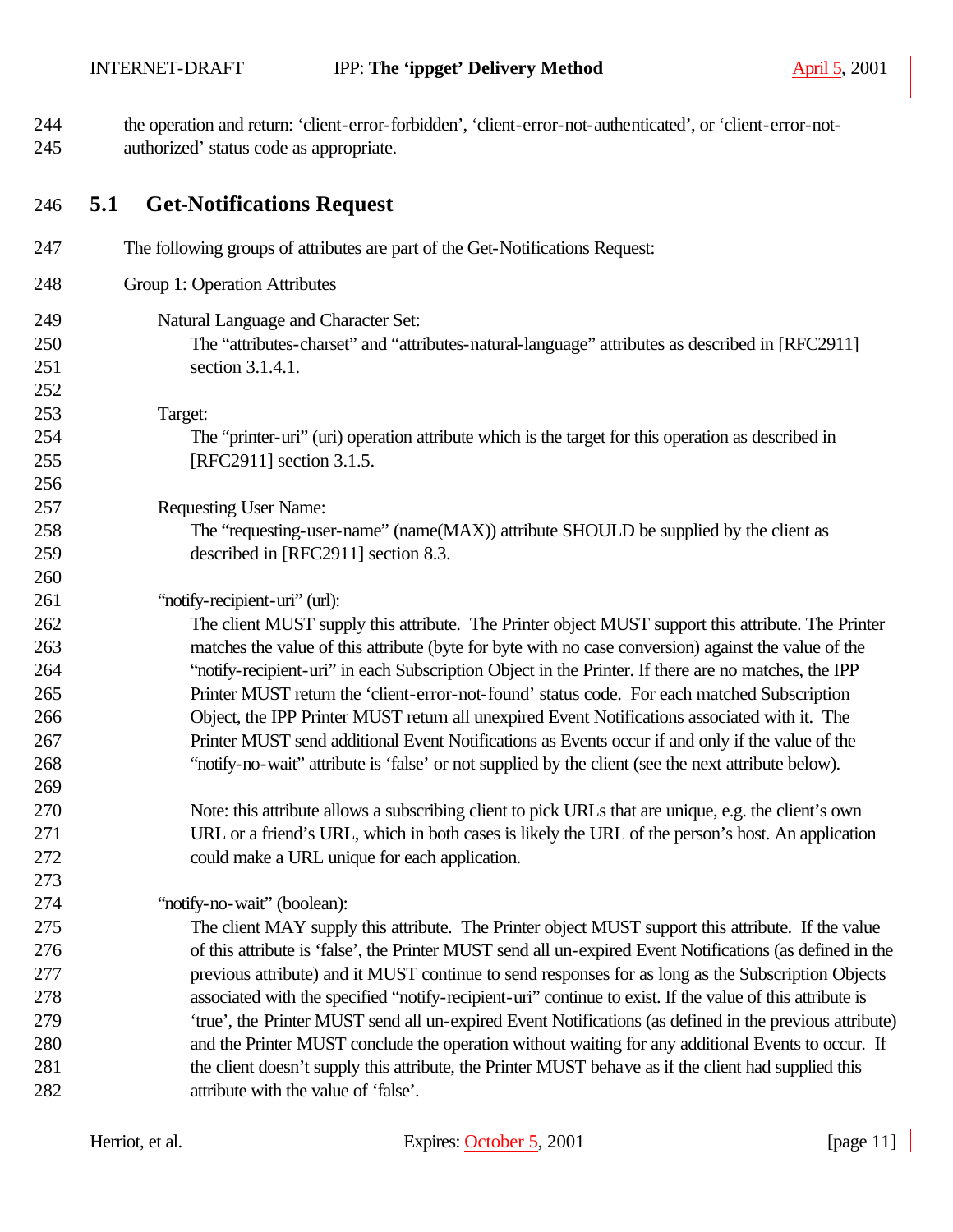the operation and return: ‘client-error-forbidden’, ‘client-error-not-authenticated’, or ‘client-error-not-authorized’ status code as appropriate.

## 5.1 Get-Notifications Request

The following groups of attributes are part of the Get-Notifications Request:

Group 1: Operation Attributes

Natural Language and Character Set:
The “attributes-charset” and “attributes-natural-language” attributes as described in [RFC2911] section 3.1.4.1.

Target:
The “printer-uri” (uri) operation attribute which is the target for this operation as described in [RFC2911] section 3.1.5.

Requesting User Name:
The “requesting-user-name” (name(MAX)) attribute SHOULD be supplied by the client as described in [RFC2911] section 8.3.

“notify-recipient-uri” (url):
The client MUST supply this attribute. The Printer object MUST support this attribute. The Printer matches the value of this attribute (byte for byte with no case conversion) against the value of the “notify-recipient-uri” in each Subscription Object in the Printer. If there are no matches, the IPP Printer MUST return the ‘client-error-not-found’ status code. For each matched Subscription Object, the IPP Printer MUST return all unexpired Event Notifications associated with it. The Printer MUST send additional Event Notifications as Events occur if and only if the value of the “notify-no-wait” attribute is ‘false’ or not supplied by the client (see the next attribute below).

Note: this attribute allows a subscribing client to pick URLs that are unique, e.g. the client’s own URL or a friend’s URL, which in both cases is likely the URL of the person’s host. An application could make a URL unique for each application.

“notify-no-wait” (boolean):
The client MAY supply this attribute. The Printer object MUST support this attribute. If the value of this attribute is ‘false’, the Printer MUST send all un-expired Event Notifications (as defined in the previous attribute) and it MUST continue to send responses for as long as the Subscription Objects associated with the specified “notify-recipient-uri” continue to exist. If the value of this attribute is ‘true’, the Printer MUST send all un-expired Event Notifications (as defined in the previous attribute) and the Printer MUST conclude the operation without waiting for any additional Events to occur. If the client doesn’t supply this attribute, the Printer MUST behave as if the client had supplied this attribute with the value of ‘false’.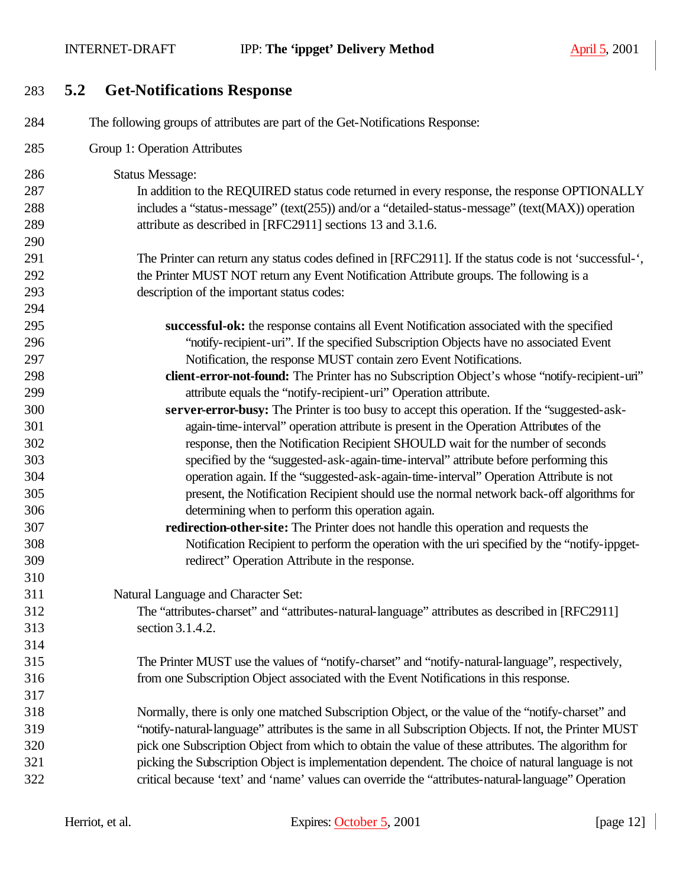## 5.2 Get-Notifications Response

The following groups of attributes are part of the Get-Notifications Response:

Group 1: Operation Attributes

Status Message:

In addition to the REQUIRED status code returned in every response, the response OPTIONALLY includes a "status-message" (text(255)) and/or a "detailed-status-message" (text(MAX)) operation attribute as described in [RFC2911] sections 13 and 3.1.6.

The Printer can return any status codes defined in [RFC2911]. If the status code is not 'successful-', the Printer MUST NOT return any Event Notification Attribute groups. The following is a description of the important status codes:

**successful-ok:** the response contains all Event Notification associated with the specified "notify-recipient-uri". If the specified Subscription Objects have no associated Event Notification, the response MUST contain zero Event Notifications.

**client-error-not-found:** The Printer has no Subscription Object's whose "notify-recipient-uri" attribute equals the "notify-recipient-uri" Operation attribute.

**server-error-busy:** The Printer is too busy to accept this operation. If the "suggested-ask-again-time-interval" operation attribute is present in the Operation Attributes of the response, then the Notification Recipient SHOULD wait for the number of seconds specified by the "suggested-ask-again-time-interval" attribute before performing this operation again. If the "suggested-ask-again-time-interval" Operation Attribute is not present, the Notification Recipient should use the normal network back-off algorithms for determining when to perform this operation again.

**redirection-other-site:** The Printer does not handle this operation and requests the Notification Recipient to perform the operation with the uri specified by the "notify-ippget-redirect" Operation Attribute in the response.

Natural Language and Character Set:

The "attributes-charset" and "attributes-natural-language" attributes as described in [RFC2911] section 3.1.4.2.

The Printer MUST use the values of "notify-charset" and "notify-natural-language", respectively, from one Subscription Object associated with the Event Notifications in this response.

Normally, there is only one matched Subscription Object, or the value of the "notify-charset" and "notify-natural-language" attributes is the same in all Subscription Objects. If not, the Printer MUST pick one Subscription Object from which to obtain the value of these attributes. The algorithm for picking the Subscription Object is implementation dependent. The choice of natural language is not critical because 'text' and 'name' values can override the "attributes-natural-language" Operation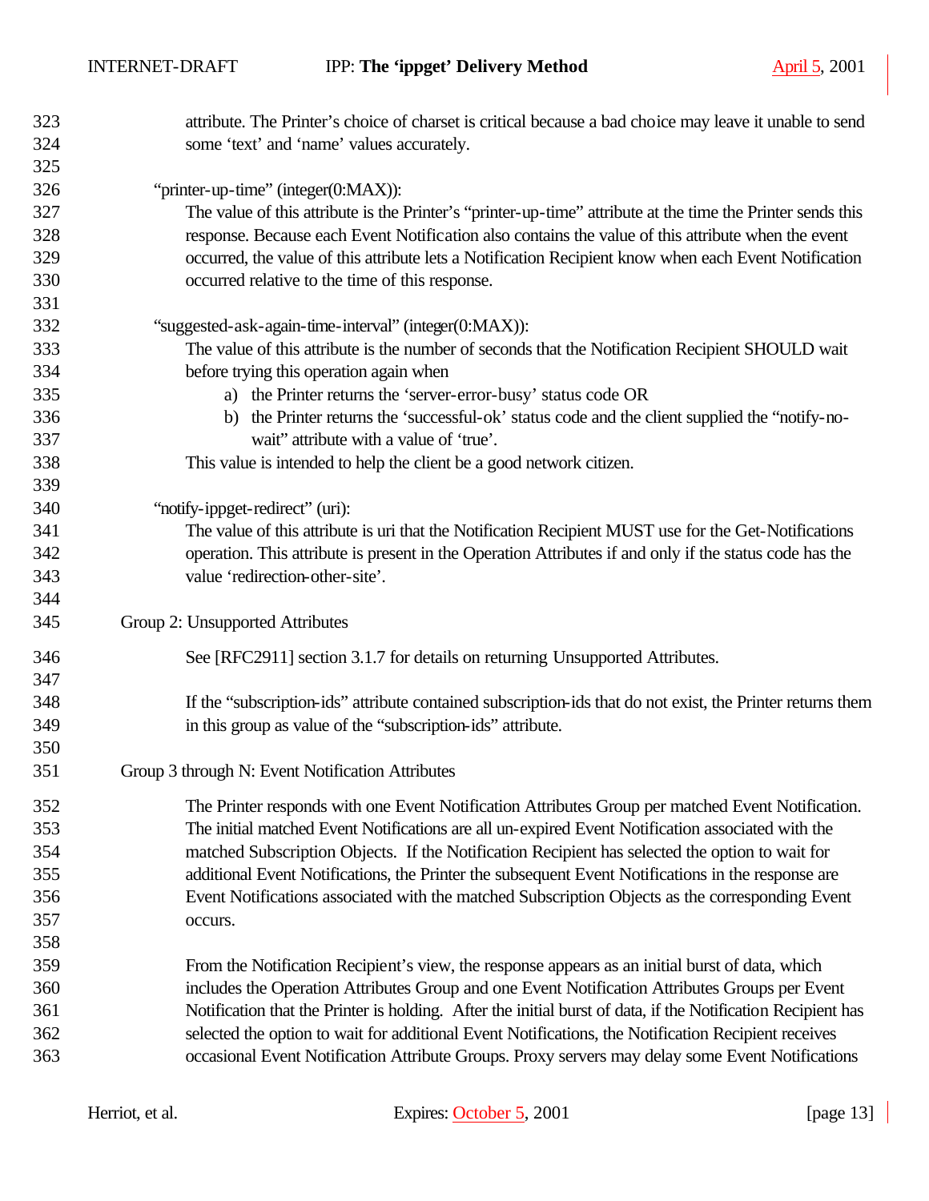attribute. The Printer's choice of charset is critical because a bad choice may leave it unable to send some 'text' and 'name' values accurately.

"printer-up-time" (integer(0:MAX)):
The value of this attribute is the Printer's "printer-up-time" attribute at the time the Printer sends this response. Because each Event Notification also contains the value of this attribute when the event occurred, the value of this attribute lets a Notification Recipient know when each Event Notification occurred relative to the time of this response.

"suggested-ask-again-time-interval" (integer(0:MAX)):
The value of this attribute is the number of seconds that the Notification Recipient SHOULD wait before trying this operation again when

a) the Printer returns the 'server-error-busy' status code OR
b) the Printer returns the 'successful-ok' status code and the client supplied the "notify-no-wait" attribute with a value of 'true'.

This value is intended to help the client be a good network citizen.

"notify-ippget-redirect" (uri):
The value of this attribute is uri that the Notification Recipient MUST use for the Get-Notifications operation. This attribute is present in the Operation Attributes if and only if the status code has the value 'redirection-other-site'.

Group 2: Unsupported Attributes

See [RFC2911] section 3.1.7 for details on returning Unsupported Attributes.

If the "subscription-ids" attribute contained subscription-ids that do not exist, the Printer returns them in this group as value of the "subscription-ids" attribute.

Group 3 through N: Event Notification Attributes

The Printer responds with one Event Notification Attributes Group per matched Event Notification. The initial matched Event Notifications are all un-expired Event Notification associated with the matched Subscription Objects. If the Notification Recipient has selected the option to wait for additional Event Notifications, the Printer the subsequent Event Notifications in the response are Event Notifications associated with the matched Subscription Objects as the corresponding Event occurs.

From the Notification Recipient's view, the response appears as an initial burst of data, which includes the Operation Attributes Group and one Event Notification Attributes Groups per Event Notification that the Printer is holding. After the initial burst of data, if the Notification Recipient has selected the option to wait for additional Event Notifications, the Notification Recipient receives occasional Event Notification Attribute Groups. Proxy servers may delay some Event Notifications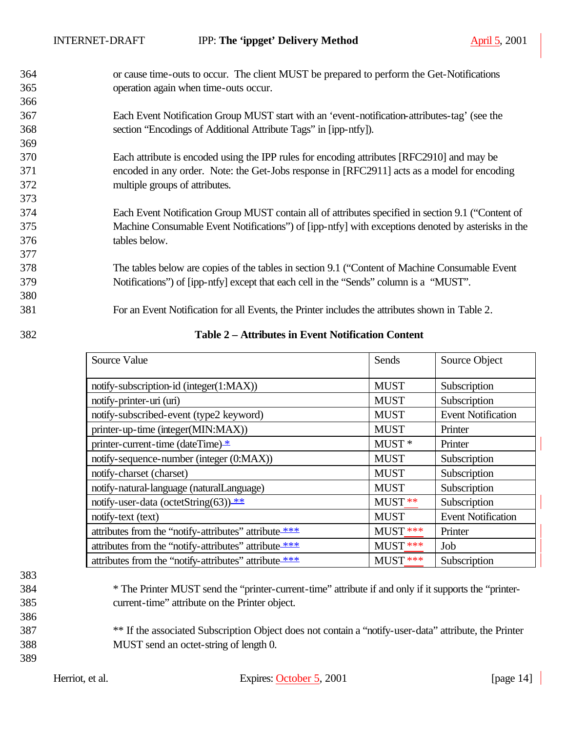or cause time-outs to occur. The client MUST be prepared to perform the Get-Notifications operation again when time-outs occur.

Each Event Notification Group MUST start with an 'event-notification-attributes-tag' (see the section "Encodings of Additional Attribute Tags" in [ipp-ntfy]).

Each attribute is encoded using the IPP rules for encoding attributes [RFC2910] and may be encoded in any order. Note: the Get-Jobs response in [RFC2911] acts as a model for encoding multiple groups of attributes.

Each Event Notification Group MUST contain all of attributes specified in section 9.1 ("Content of Machine Consumable Event Notifications") of [ipp-ntfy] with exceptions denoted by asterisks in the tables below.

The tables below are copies of the tables in section 9.1 ("Content of Machine Consumable Event Notifications") of [ipp-ntfy] except that each cell in the "Sends" column is a "MUST".

For an Event Notification for all Events, the Printer includes the attributes shown in Table 2.

**Table 2 – Attributes in Event Notification Content**

| Source Value | Sends | Source Object |
|---|---|---|
| notify-subscription-id (integer(1:MAX)) | MUST | Subscription |
| notify-printer-uri (uri) | MUST | Subscription |
| notify-subscribed-event (type2 keyword) | MUST | Event Notification |
| printer-up-time (integer(MIN:MAX)) | MUST | Printer |
| printer-current-time (dateTime) * | MUST * | Printer |
| notify-sequence-number (integer (0:MAX)) | MUST | Subscription |
| notify-charset (charset) | MUST | Subscription |
| notify-natural-language (naturalLanguage) | MUST | Subscription |
| notify-user-data (octetString(63)) ** | MUST ** | Subscription |
| notify-text (text) | MUST | Event Notification |
| attributes from the "notify-attributes" attribute *** | MUST *** | Printer |
| attributes from the "notify-attributes" attribute *** | MUST *** | Job |
| attributes from the "notify-attributes" attribute *** | MUST *** | Subscription |

* The Printer MUST send the "printer-current-time" attribute if and only if it supports the "printer-current-time" attribute on the Printer object.

** If the associated Subscription Object does not contain a "notify-user-data" attribute, the Printer MUST send an octet-string of length 0.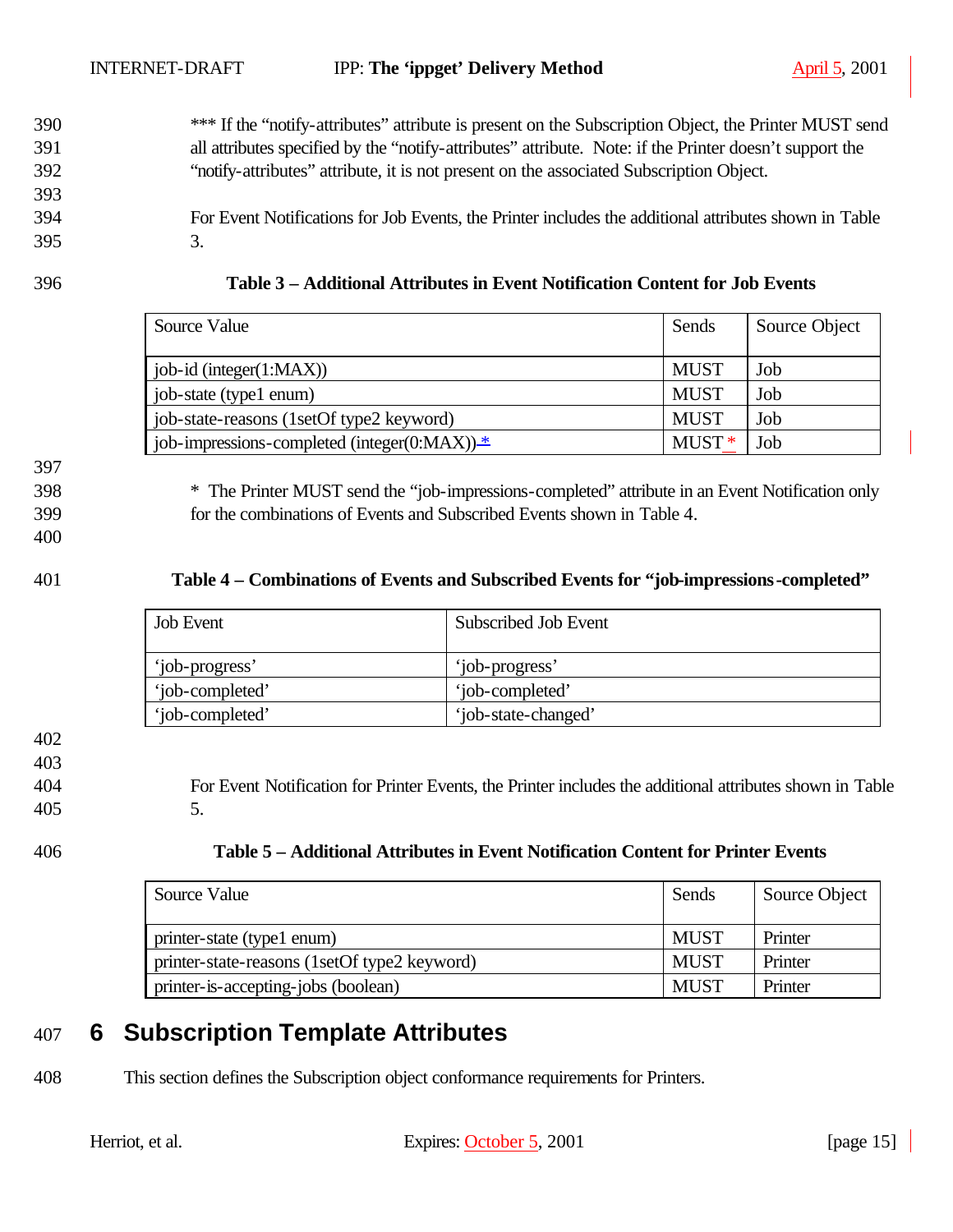*** If the "notify-attributes" attribute is present on the Subscription Object, the Printer MUST send all attributes specified by the "notify-attributes" attribute. Note: if the Printer doesn't support the "notify-attributes" attribute, it is not present on the associated Subscription Object.

For Event Notifications for Job Events, the Printer includes the additional attributes shown in Table 3.

**Table 3 – Additional Attributes in Event Notification Content for Job Events**

| Source Value | Sends | Source Object |
|---|---|---|
| job-id (integer(1:MAX)) | MUST | Job |
| job-state (type1 enum) | MUST | Job |
| job-state-reasons (1setOf type2 keyword) | MUST | Job |
| job-impressions-completed (integer(0:MAX)) * | MUST * | Job |

\* The Printer MUST send the "job-impressions-completed" attribute in an Event Notification only for the combinations of Events and Subscribed Events shown in Table 4.

**Table 4 – Combinations of Events and Subscribed Events for "job-impressions-completed"**

| Job Event | Subscribed Job Event |
|---|---|
| 'job-progress' | 'job-progress' |
| 'job-completed' | 'job-completed' |
| 'job-completed' | 'job-state-changed' |

For Event Notification for Printer Events, the Printer includes the additional attributes shown in Table 5.

**Table 5 – Additional Attributes in Event Notification Content for Printer Events**

| Source Value | Sends | Source Object |
|---|---|---|
| printer-state (type1 enum) | MUST | Printer |
| printer-state-reasons (1setOf type2 keyword) | MUST | Printer |
| printer-is-accepting-jobs (boolean) | MUST | Printer |

# 6 Subscription Template Attributes

This section defines the Subscription object conformance requirements for Printers.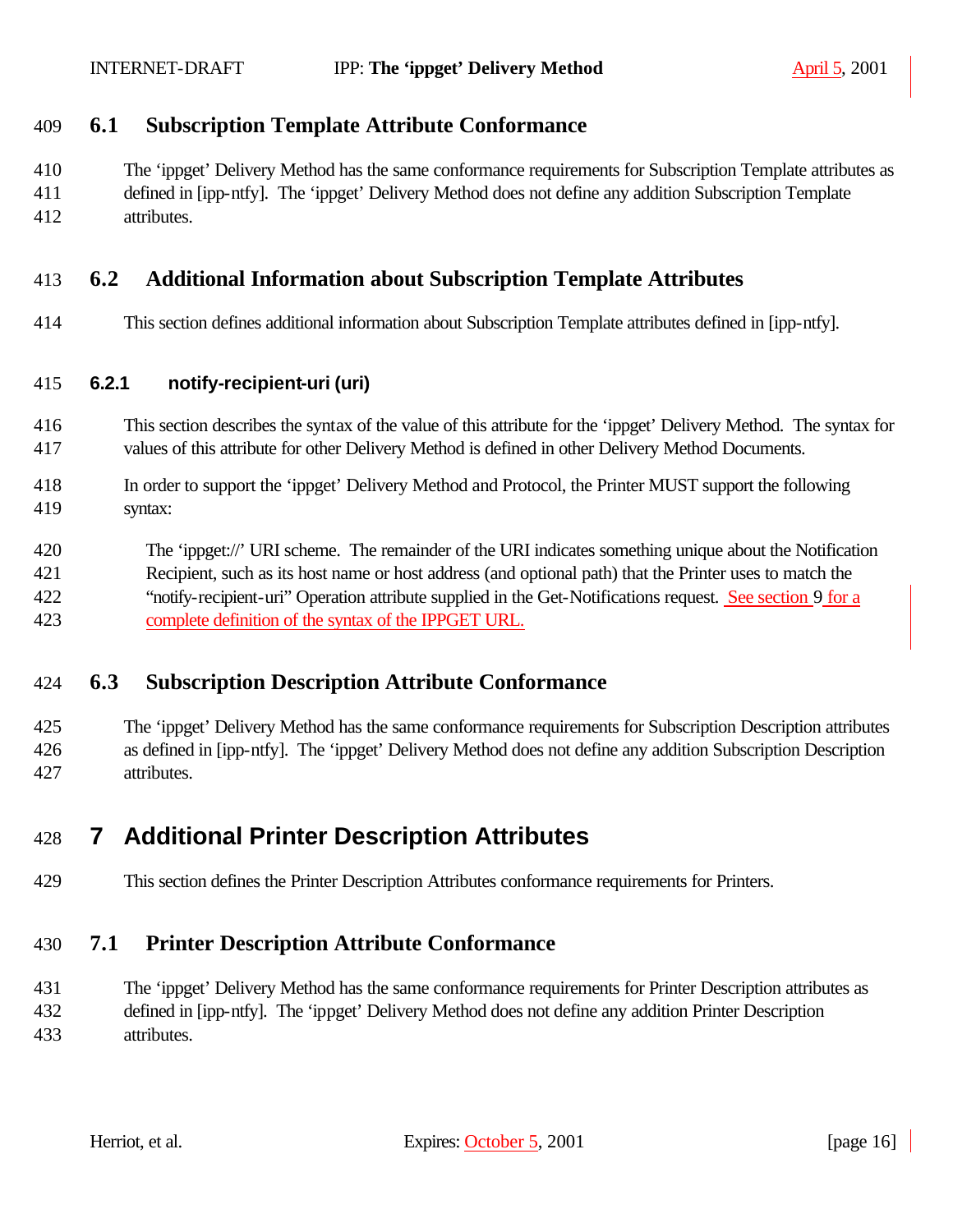## 6.1 Subscription Template Attribute Conformance

The 'ippget' Delivery Method has the same conformance requirements for Subscription Template attributes as defined in [ipp-ntfy]. The 'ippget' Delivery Method does not define any addition Subscription Template attributes.

## 6.2 Additional Information about Subscription Template Attributes

This section defines additional information about Subscription Template attributes defined in [ipp-ntfy].

### 6.2.1 notify-recipient-uri (uri)

This section describes the syntax of the value of this attribute for the 'ippget' Delivery Method. The syntax for values of this attribute for other Delivery Method is defined in other Delivery Method Documents.

In order to support the 'ippget' Delivery Method and Protocol, the Printer MUST support the following syntax:

> The 'ippget://' URI scheme. The remainder of the URI indicates something unique about the Notification Recipient, such as its host name or host address (and optional path) that the Printer uses to match the "notify-recipient-uri" Operation attribute supplied in the Get-Notifications request. See section 9 for a complete definition of the syntax of the IPPGET URL.

## 6.3 Subscription Description Attribute Conformance

The 'ippget' Delivery Method has the same conformance requirements for Subscription Description attributes as defined in [ipp-ntfy]. The 'ippget' Delivery Method does not define any addition Subscription Description attributes.

# 7 Additional Printer Description Attributes

This section defines the Printer Description Attributes conformance requirements for Printers.

## 7.1 Printer Description Attribute Conformance

The 'ippget' Delivery Method has the same conformance requirements for Printer Description attributes as defined in [ipp-ntfy]. The 'ippget' Delivery Method does not define any addition Printer Description attributes.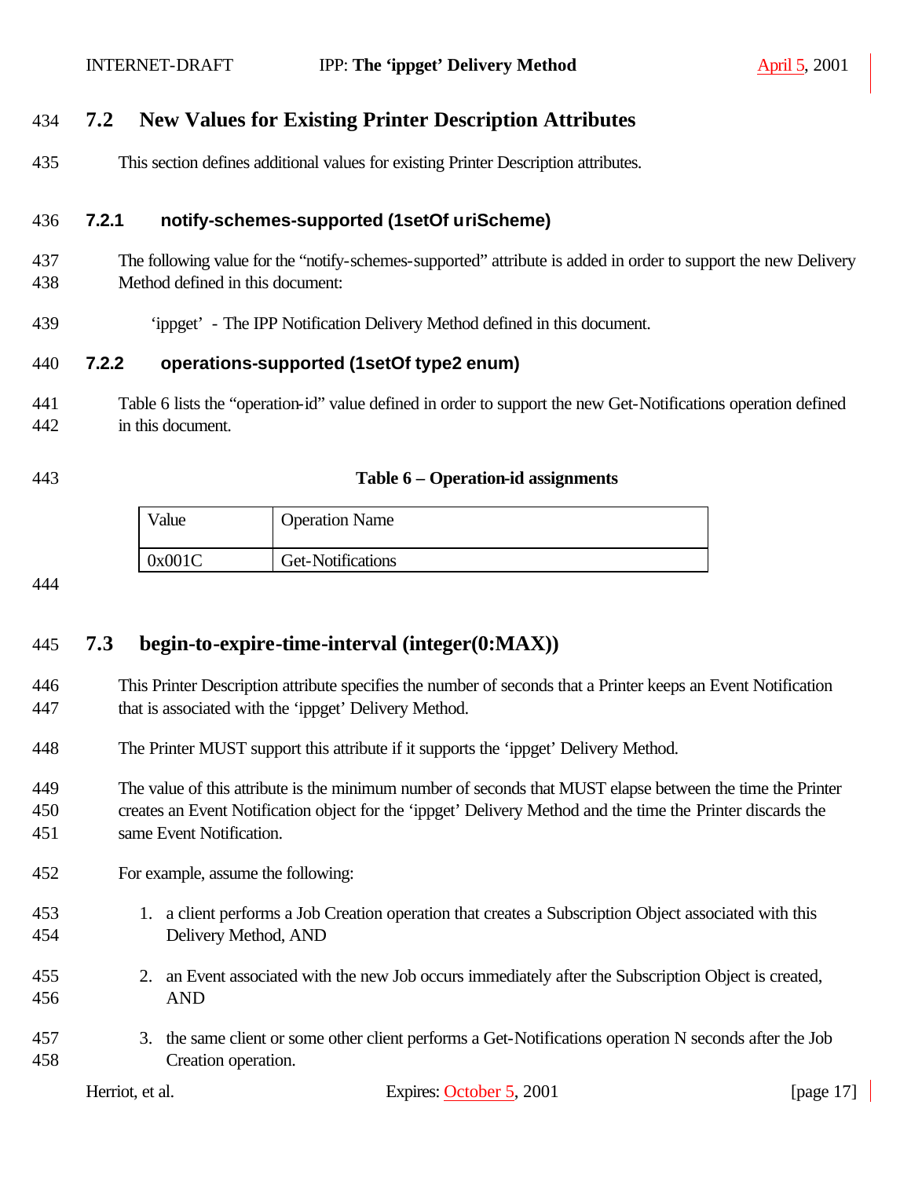## 7.2 New Values for Existing Printer Description Attributes

This section defines additional values for existing Printer Description attributes.

### 7.2.1 notify-schemes-supported (1setOf uriScheme)

The following value for the "notify-schemes-supported" attribute is added in order to support the new Delivery Method defined in this document:

'ippget' - The IPP Notification Delivery Method defined in this document.

### 7.2.2 operations-supported (1setOf type2 enum)

Table 6 lists the "operation-id" value defined in order to support the new Get-Notifications operation defined in this document.

**Table 6 – Operation-id assignments**

| Value | Operation Name |
|---|---|
| 0x001C | Get-Notifications |

## 7.3 begin-to-expire-time-interval (integer(0:MAX))

This Printer Description attribute specifies the number of seconds that a Printer keeps an Event Notification that is associated with the 'ippget' Delivery Method.

The Printer MUST support this attribute if it supports the 'ippget' Delivery Method.

The value of this attribute is the minimum number of seconds that MUST elapse between the time the Printer creates an Event Notification object for the 'ippget' Delivery Method and the time the Printer discards the same Event Notification.

For example, assume the following:

1. a client performs a Job Creation operation that creates a Subscription Object associated with this Delivery Method, AND
2. an Event associated with the new Job occurs immediately after the Subscription Object is created, AND
3. the same client or some other client performs a Get-Notifications operation N seconds after the Job Creation operation.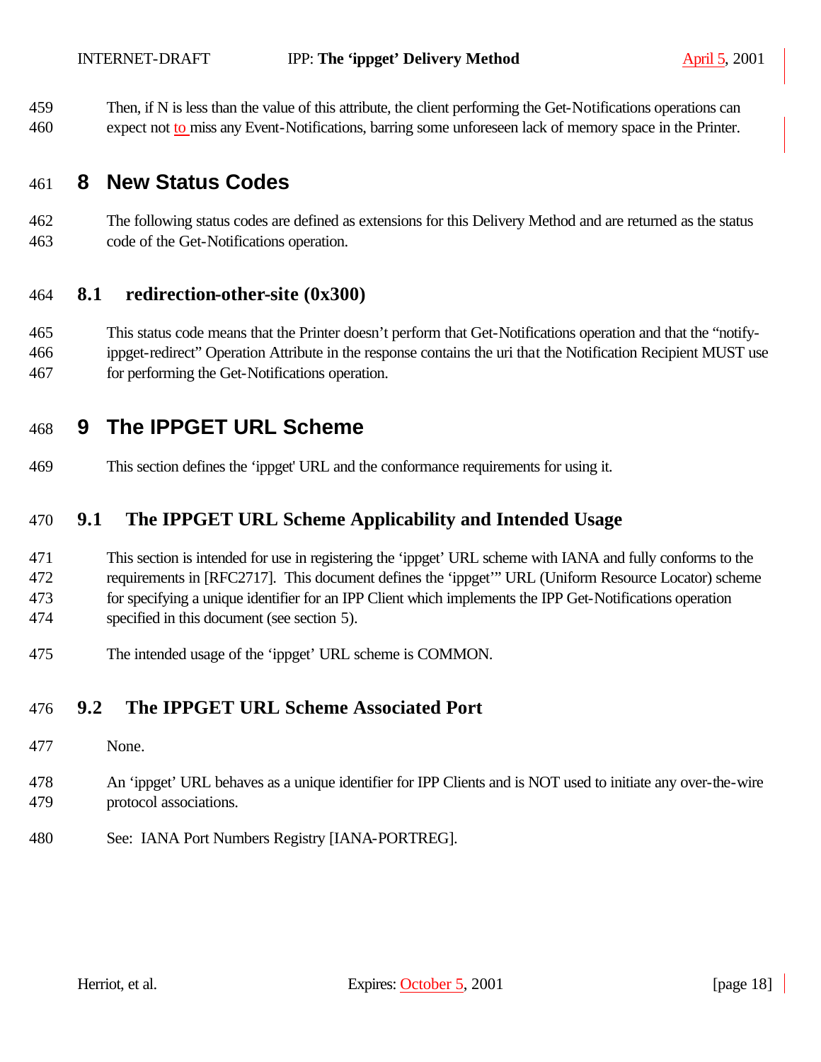Then, if N is less than the value of this attribute, the client performing the Get-Notifications operations can expect not to miss any Event-Notifications, barring some unforeseen lack of memory space in the Printer.

# 8 New Status Codes

The following status codes are defined as extensions for this Delivery Method and are returned as the status code of the Get-Notifications operation.

## 8.1 redirection-other-site (0x300)

This status code means that the Printer doesn't perform that Get-Notifications operation and that the "notify-ippget-redirect" Operation Attribute in the response contains the uri that the Notification Recipient MUST use for performing the Get-Notifications operation.

# 9 The IPPGET URL Scheme

This section defines the 'ippget' URL and the conformance requirements for using it.

## 9.1 The IPPGET URL Scheme Applicability and Intended Usage

This section is intended for use in registering the 'ippget' URL scheme with IANA and fully conforms to the requirements in [RFC2717]. This document defines the 'ippget'" URL (Uniform Resource Locator) scheme for specifying a unique identifier for an IPP Client which implements the IPP Get-Notifications operation specified in this document (see section 5).

The intended usage of the 'ippget' URL scheme is COMMON.

## 9.2 The IPPGET URL Scheme Associated Port

None.

An 'ippget' URL behaves as a unique identifier for IPP Clients and is NOT used to initiate any over-the-wire protocol associations.

See: IANA Port Numbers Registry [IANA-PORTREG].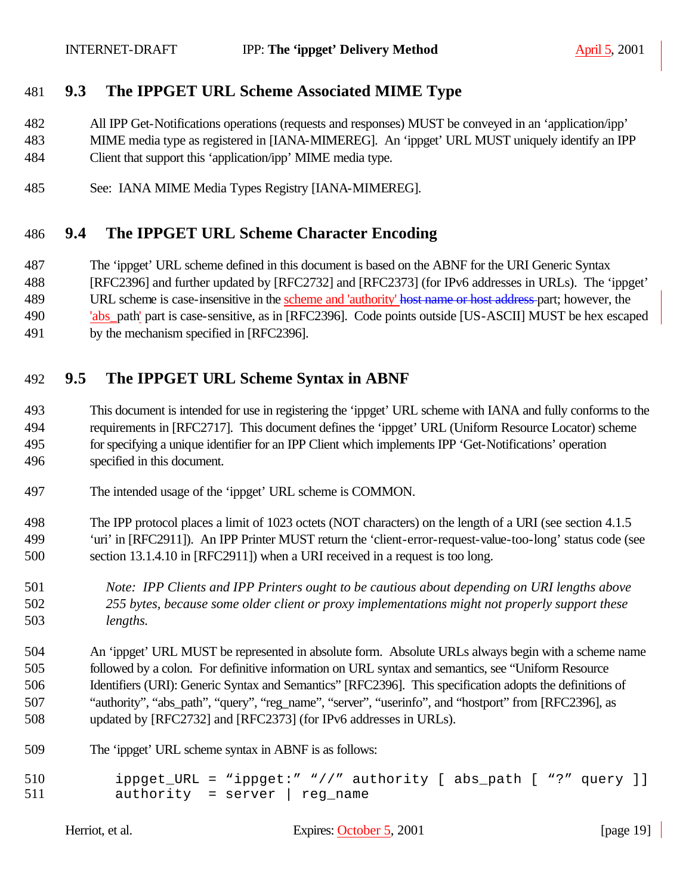## 9.3 The IPPGET URL Scheme Associated MIME Type

All IPP Get-Notifications operations (requests and responses) MUST be conveyed in an 'application/ipp' MIME media type as registered in [IANA-MIMEREG]. An 'ippget' URL MUST uniquely identify an IPP Client that support this 'application/ipp' MIME media type.

See: IANA MIME Media Types Registry [IANA-MIMEREG].

## 9.4 The IPPGET URL Scheme Character Encoding

The 'ippget' URL scheme defined in this document is based on the ABNF for the URI Generic Syntax [RFC2396] and further updated by [RFC2732] and [RFC2373] (for IPv6 addresses in URLs). The 'ippget' URL scheme is case-insensitive in the scheme and 'authority' ~~host name or host address~~ part; however, the 'abs_path' part is case-sensitive, as in [RFC2396]. Code points outside [US-ASCII] MUST be hex escaped by the mechanism specified in [RFC2396].

## 9.5 The IPPGET URL Scheme Syntax in ABNF

This document is intended for use in registering the 'ippget' URL scheme with IANA and fully conforms to the requirements in [RFC2717]. This document defines the 'ippget' URL (Uniform Resource Locator) scheme for specifying a unique identifier for an IPP Client which implements IPP 'Get-Notifications' operation specified in this document.

The intended usage of the 'ippget' URL scheme is COMMON.

The IPP protocol places a limit of 1023 octets (NOT characters) on the length of a URI (see section 4.1.5 'uri' in [RFC2911]). An IPP Printer MUST return the 'client-error-request-value-too-long' status code (see section 13.1.4.10 in [RFC2911]) when a URI received in a request is too long.

*Note: IPP Clients and IPP Printers ought to be cautious about depending on URI lengths above 255 bytes, because some older client or proxy implementations might not properly support these lengths.*

An 'ippget' URL MUST be represented in absolute form. Absolute URLs always begin with a scheme name followed by a colon. For definitive information on URL syntax and semantics, see "Uniform Resource Identifiers (URI): Generic Syntax and Semantics" [RFC2396]. This specification adopts the definitions of "authority", "abs_path", "query", "reg_name", "server", "userinfo", and "hostport" from [RFC2396], as updated by [RFC2732] and [RFC2373] (for IPv6 addresses in URLs).

The 'ippget' URL scheme syntax in ABNF is as follows:

```
ippget_URL = "ippget:" "//" authority [ abs_path [ "?" query ]]
authority  = server | reg_name
```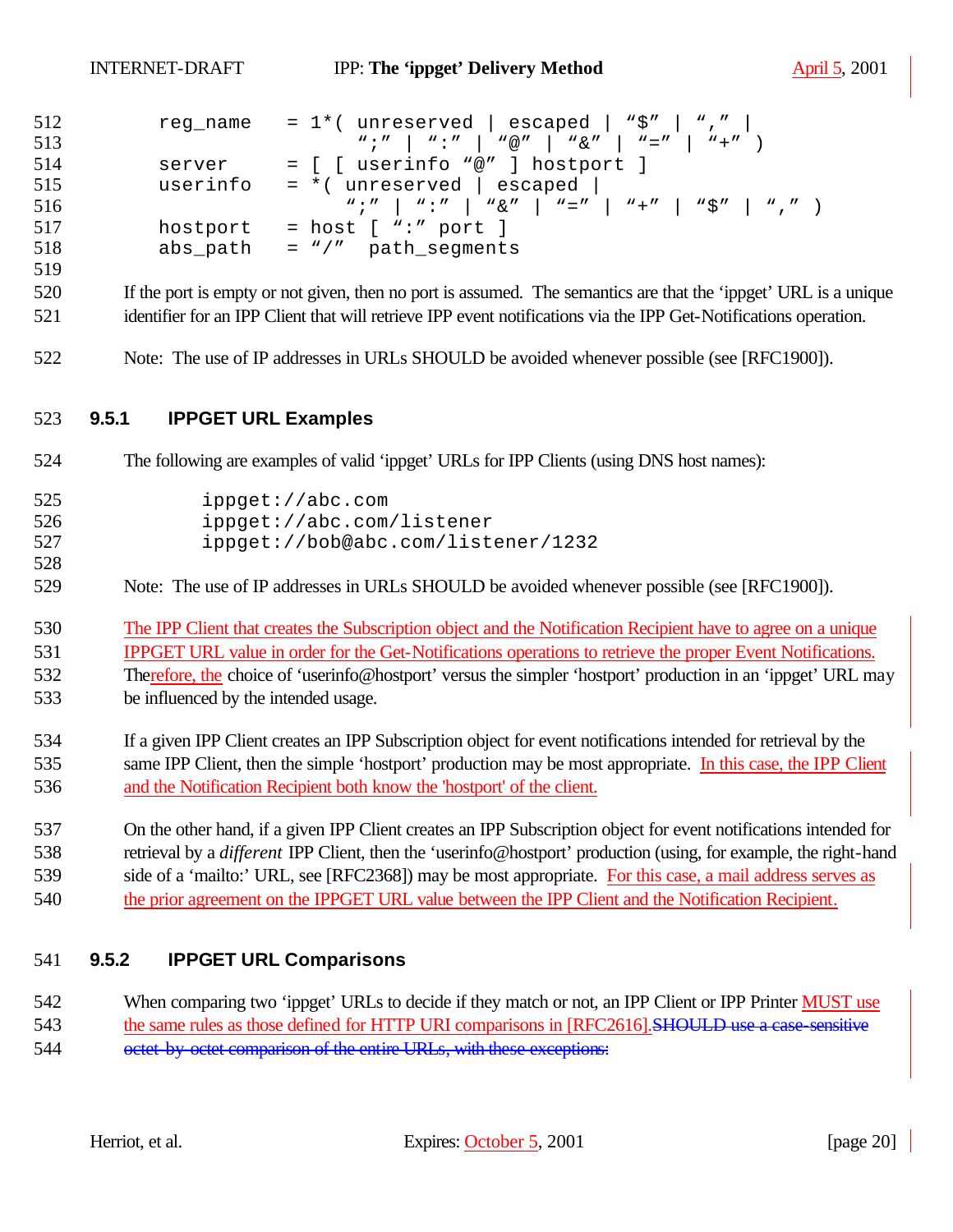```
reg_name   = 1*( unreserved | escaped | "$" | "," |
                 ";" | ":" | "@" | "&" | "=" | "+" )
server     = [ [ userinfo "@" ] hostport ]
userinfo   = *( unreserved | escaped |
                 ";" | ":" | "&" | "=" | "+" | "$" | "," )
hostport   = host [ ":" port ]
abs_path   = "/"  path_segments
```

If the port is empty or not given, then no port is assumed. The semantics are that the 'ippget' URL is a unique identifier for an IPP Client that will retrieve IPP event notifications via the IPP Get-Notifications operation.

Note: The use of IP addresses in URLs SHOULD be avoided whenever possible (see [RFC1900]).

### 9.5.1 IPPGET URL Examples

The following are examples of valid 'ippget' URLs for IPP Clients (using DNS host names):

```
ippget://abc.com
ippget://abc.com/listener
ippget://bob@abc.com/listener/1232
```

Note: The use of IP addresses in URLs SHOULD be avoided whenever possible (see [RFC1900]).

The IPP Client that creates the Subscription object and the Notification Recipient have to agree on a unique IPPGET URL value in order for the Get-Notifications operations to retrieve the proper Event Notifications. Therefore, the choice of 'userinfo@hostport' versus the simpler 'hostport' production in an 'ippget' URL may be influenced by the intended usage.

If a given IPP Client creates an IPP Subscription object for event notifications intended for retrieval by the same IPP Client, then the simple 'hostport' production may be most appropriate. In this case, the IPP Client and the Notification Recipient both know the 'hostport' of the client.

On the other hand, if a given IPP Client creates an IPP Subscription object for event notifications intended for retrieval by a *different* IPP Client, then the 'userinfo@hostport' production (using, for example, the right-hand side of a 'mailto:' URL, see [RFC2368]) may be most appropriate. For this case, a mail address serves as the prior agreement on the IPPGET URL value between the IPP Client and the Notification Recipient.

### 9.5.2 IPPGET URL Comparisons

When comparing two 'ippget' URLs to decide if they match or not, an IPP Client or IPP Printer MUST use the same rules as those defined for HTTP URI comparisons in [RFC2616].~~SHOULD use a case-sensitive octet-by-octet comparison of the entire URLs, with these exceptions:~~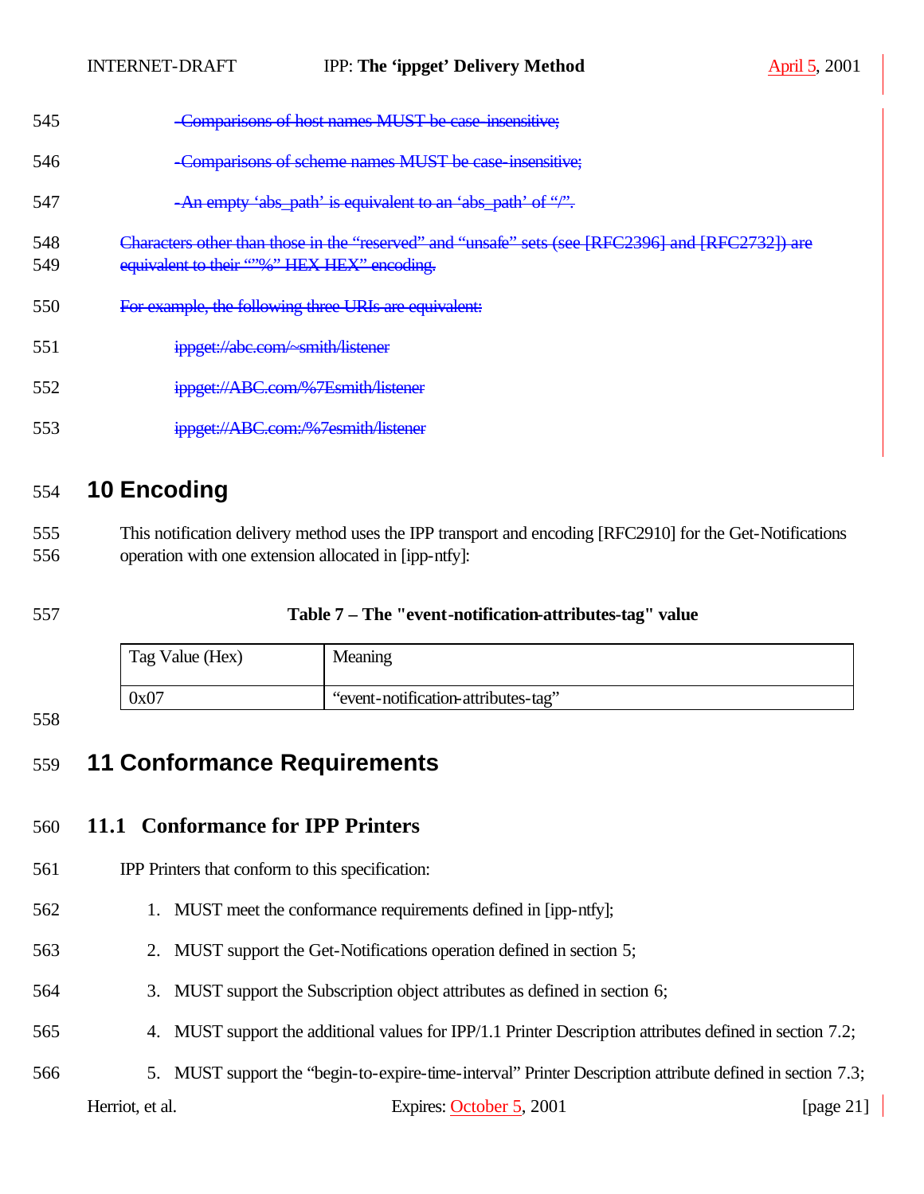~~-Comparisons of host names MUST be case-insensitive;~~

~~-Comparisons of scheme names MUST be case-insensitive;~~

~~-An empty 'abs_path' is equivalent to an 'abs_path' of "/".~~

~~Characters other than those in the "reserved" and "unsafe" sets (see [RFC2396] and [RFC2732]) are equivalent to their ""%" HEX HEX" encoding.~~

~~For example, the following three URIs are equivalent:~~

~~ippget://abc.com/~smith/listener~~

~~ippget://ABC.com/%7Esmith/listener~~

~~ippget://ABC.com:/%7esmith/listener~~

# 10 Encoding

This notification delivery method uses the IPP transport and encoding [RFC2910] for the Get-Notifications operation with one extension allocated in [ipp-ntfy]:

**Table 7 – The "event-notification-attributes-tag" value**

| Tag Value (Hex) | Meaning |
|---|---|
| 0x07 | "event-notification-attributes-tag" |

# 11 Conformance Requirements

## 11.1 Conformance for IPP Printers

IPP Printers that conform to this specification:

1. MUST meet the conformance requirements defined in [ipp-ntfy];
2. MUST support the Get-Notifications operation defined in section 5;
3. MUST support the Subscription object attributes as defined in section 6;
4. MUST support the additional values for IPP/1.1 Printer Description attributes defined in section 7.2;
5. MUST support the "begin-to-expire-time-interval" Printer Description attribute defined in section 7.3;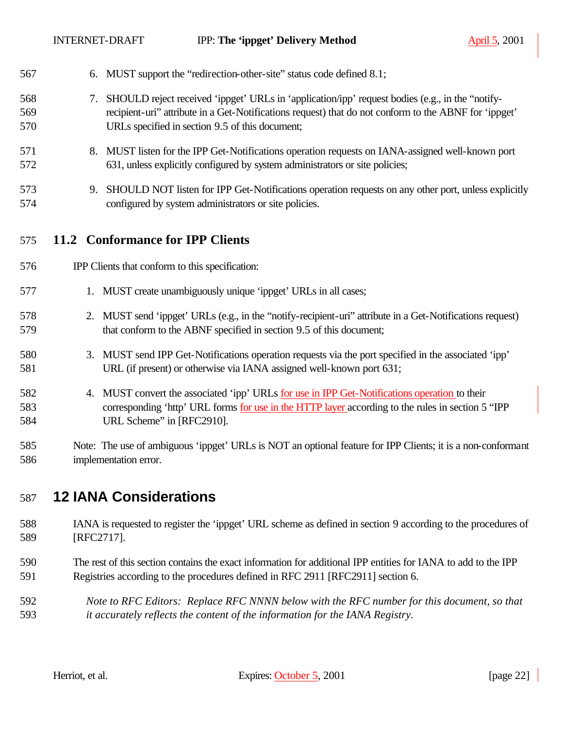6. MUST support the "redirection-other-site" status code defined 8.1;

7. SHOULD reject received 'ippget' URLs in 'application/ipp' request bodies (e.g., in the "notify-recipient-uri" attribute in a Get-Notifications request) that do not conform to the ABNF for 'ippget' URLs specified in section 9.5 of this document;

8. MUST listen for the IPP Get-Notifications operation requests on IANA-assigned well-known port 631, unless explicitly configured by system administrators or site policies;

9. SHOULD NOT listen for IPP Get-Notifications operation requests on any other port, unless explicitly configured by system administrators or site policies.

## 11.2 Conformance for IPP Clients

IPP Clients that conform to this specification:

1. MUST create unambiguously unique 'ippget' URLs in all cases;

2. MUST send 'ippget' URLs (e.g., in the "notify-recipient-uri" attribute in a Get-Notifications request) that conform to the ABNF specified in section 9.5 of this document;

3. MUST send IPP Get-Notifications operation requests via the port specified in the associated 'ipp' URL (if present) or otherwise via IANA assigned well-known port 631;

4. MUST convert the associated 'ipp' URLs for use in IPP Get-Notifications operation to their corresponding 'http' URL forms for use in the HTTP layer according to the rules in section 5 "IPP URL Scheme" in [RFC2910].

Note: The use of ambiguous 'ippget' URLs is NOT an optional feature for IPP Clients; it is a non-conformant implementation error.

# 12 IANA Considerations

IANA is requested to register the 'ippget' URL scheme as defined in section 9 according to the procedures of [RFC2717].

The rest of this section contains the exact information for additional IPP entities for IANA to add to the IPP Registries according to the procedures defined in RFC 2911 [RFC2911] section 6.

*Note to RFC Editors: Replace RFC NNNN below with the RFC number for this document, so that it accurately reflects the content of the information for the IANA Registry.*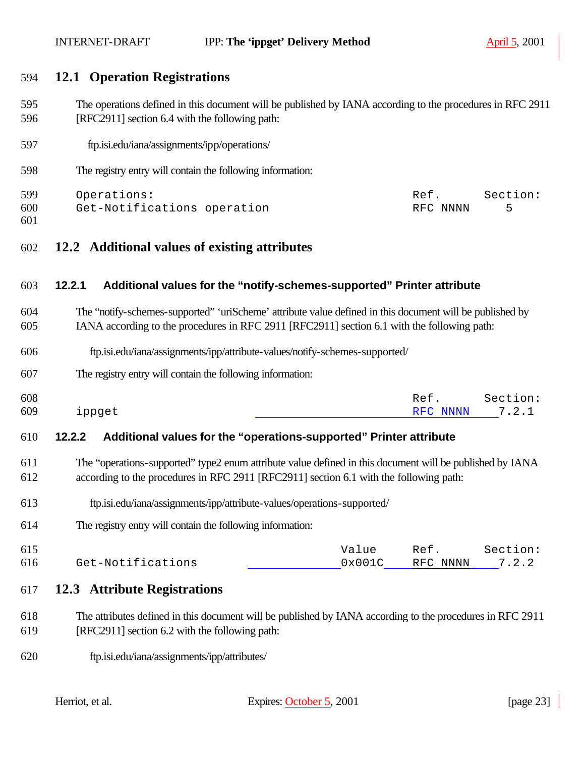## 12.1 Operation Registrations

The operations defined in this document will be published by IANA according to the procedures in RFC 2911 [RFC2911] section 6.4 with the following path:

ftp.isi.edu/iana/assignments/ipp/operations/

The registry entry will contain the following information:

```
Operations:                                            Ref.      Section:
Get-Notifications operation                            RFC NNNN     5
```

## 12.2 Additional values of existing attributes

### 12.2.1 Additional values for the "notify-schemes-supported" Printer attribute

The "notify-schemes-supported" 'uriScheme' attribute value defined in this document will be published by IANA according to the procedures in RFC 2911 [RFC2911] section 6.1 with the following path:

ftp.isi.edu/iana/assignments/ipp/attribute-values/notify-schemes-supported/

The registry entry will contain the following information:

```
                                                       Ref.      Section:
ippget                                                 RFC NNNN    7.2.1
```

### 12.2.2 Additional values for the "operations-supported" Printer attribute

The "operations-supported" type2 enum attribute value defined in this document will be published by IANA according to the procedures in RFC 2911 [RFC2911] section 6.1 with the following path:

ftp.isi.edu/iana/assignments/ipp/attribute-values/operations-supported/

The registry entry will contain the following information:

```
                                             Value     Ref.      Section:
Get-Notifications                            0x001C    RFC NNNN    7.2.2
```

## 12.3 Attribute Registrations

The attributes defined in this document will be published by IANA according to the procedures in RFC 2911 [RFC2911] section 6.2 with the following path:

ftp.isi.edu/iana/assignments/ipp/attributes/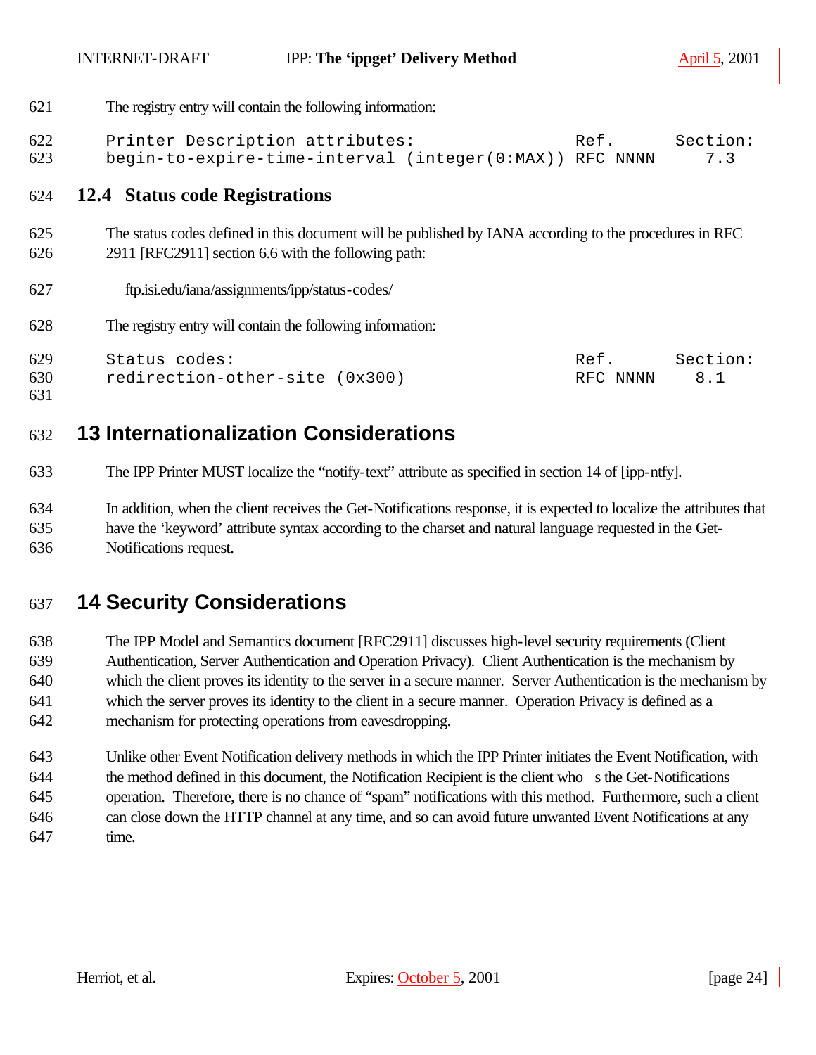The registry entry will contain the following information:

```
Printer Description attributes:                 Ref.      Section:
begin-to-expire-time-interval (integer(0:MAX)) RFC NNNN     7.3
```

### 12.4 Status code Registrations

The status codes defined in this document will be published by IANA according to the procedures in RFC 2911 [RFC2911] section 6.6 with the following path:

ftp.isi.edu/iana/assignments/ipp/status-codes/

The registry entry will contain the following information:

```
Status codes:                                   Ref.      Section:
redirection-other-site (0x300)                  RFC NNNN    8.1
```

# 13 Internationalization Considerations

The IPP Printer MUST localize the “notify-text” attribute as specified in section 14 of [ipp-ntfy].

In addition, when the client receives the Get-Notifications response, it is expected to localize the attributes that have the ‘keyword’ attribute syntax according to the charset and natural language requested in the Get-Notifications request.

# 14 Security Considerations

The IPP Model and Semantics document [RFC2911] discusses high-level security requirements (Client Authentication, Server Authentication and Operation Privacy). Client Authentication is the mechanism by which the client proves its identity to the server in a secure manner. Server Authentication is the mechanism by which the server proves its identity to the client in a secure manner. Operation Privacy is defined as a mechanism for protecting operations from eavesdropping.

Unlike other Event Notification delivery methods in which the IPP Printer initiates the Event Notification, with the method defined in this document, the Notification Recipient is the client who s the Get-Notifications operation. Therefore, there is no chance of “spam” notifications with this method. Furthermore, such a client can close down the HTTP channel at any time, and so can avoid future unwanted Event Notifications at any time.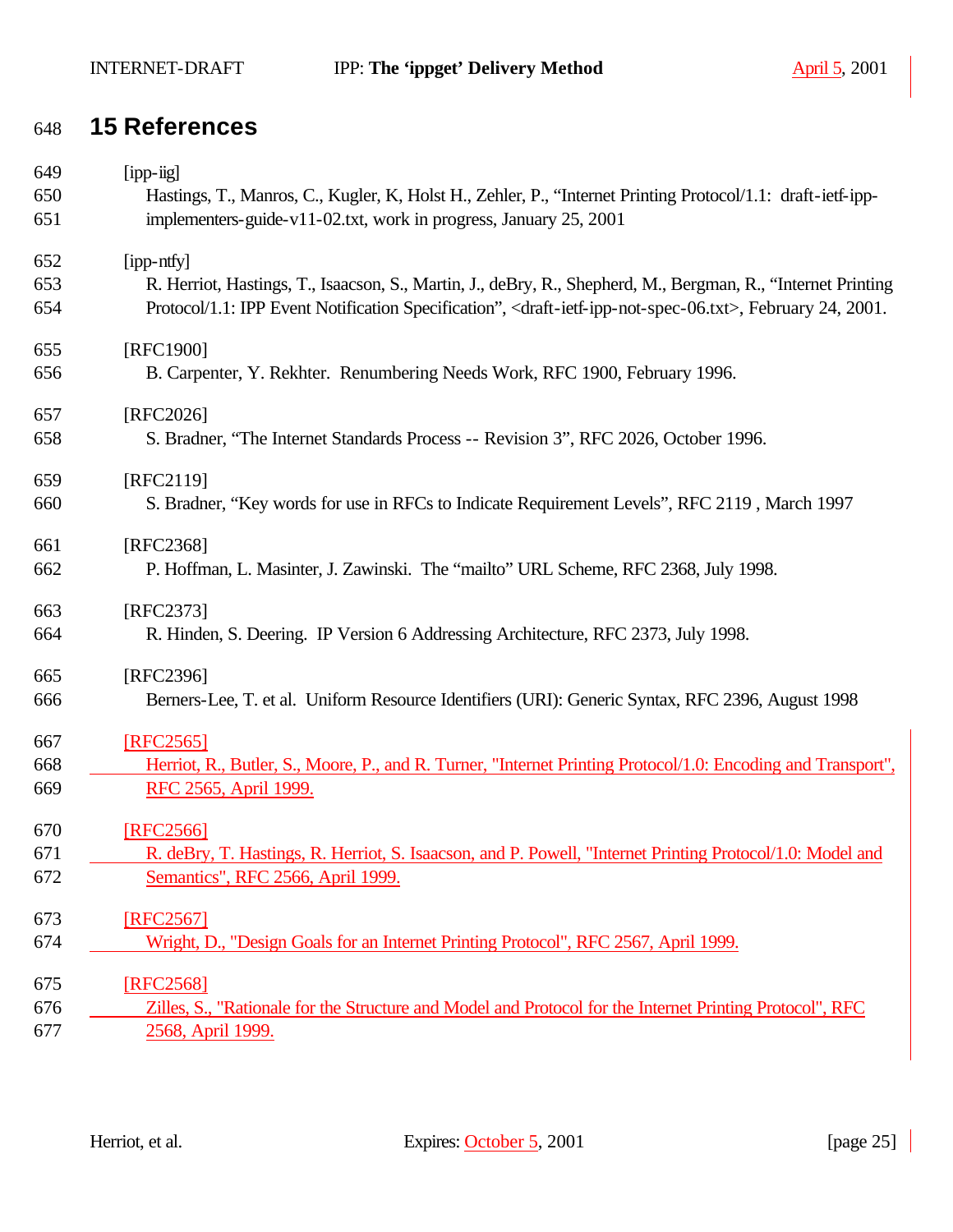# 15 References

[ipp-iig]
Hastings, T., Manros, C., Kugler, K, Holst H., Zehler, P., "Internet Printing Protocol/1.1: draft-ietf-ipp-implementers-guide-v11-02.txt, work in progress, January 25, 2001

[ipp-ntfy]
R. Herriot, Hastings, T., Isaacson, S., Martin, J., deBry, R., Shepherd, M., Bergman, R., "Internet Printing Protocol/1.1: IPP Event Notification Specification", <draft-ietf-ipp-not-spec-06.txt>, February 24, 2001.

[RFC1900]
B. Carpenter, Y. Rekhter. Renumbering Needs Work, RFC 1900, February 1996.

[RFC2026]
S. Bradner, "The Internet Standards Process -- Revision 3", RFC 2026, October 1996.

[RFC2119]
S. Bradner, "Key words for use in RFCs to Indicate Requirement Levels", RFC 2119 , March 1997

[RFC2368]
P. Hoffman, L. Masinter, J. Zawinski. The "mailto" URL Scheme, RFC 2368, July 1998.

[RFC2373]
R. Hinden, S. Deering. IP Version 6 Addressing Architecture, RFC 2373, July 1998.

[RFC2396]
Berners-Lee, T. et al. Uniform Resource Identifiers (URI): Generic Syntax, RFC 2396, August 1998

[RFC2565]
Herriot, R., Butler, S., Moore, P., and R. Turner, "Internet Printing Protocol/1.0: Encoding and Transport", RFC 2565, April 1999.

[RFC2566]
R. deBry, T. Hastings, R. Herriot, S. Isaacson, and P. Powell, "Internet Printing Protocol/1.0: Model and Semantics", RFC 2566, April 1999.

[RFC2567]
Wright, D., "Design Goals for an Internet Printing Protocol", RFC 2567, April 1999.

[RFC2568]
Zilles, S., "Rationale for the Structure and Model and Protocol for the Internet Printing Protocol", RFC 2568, April 1999.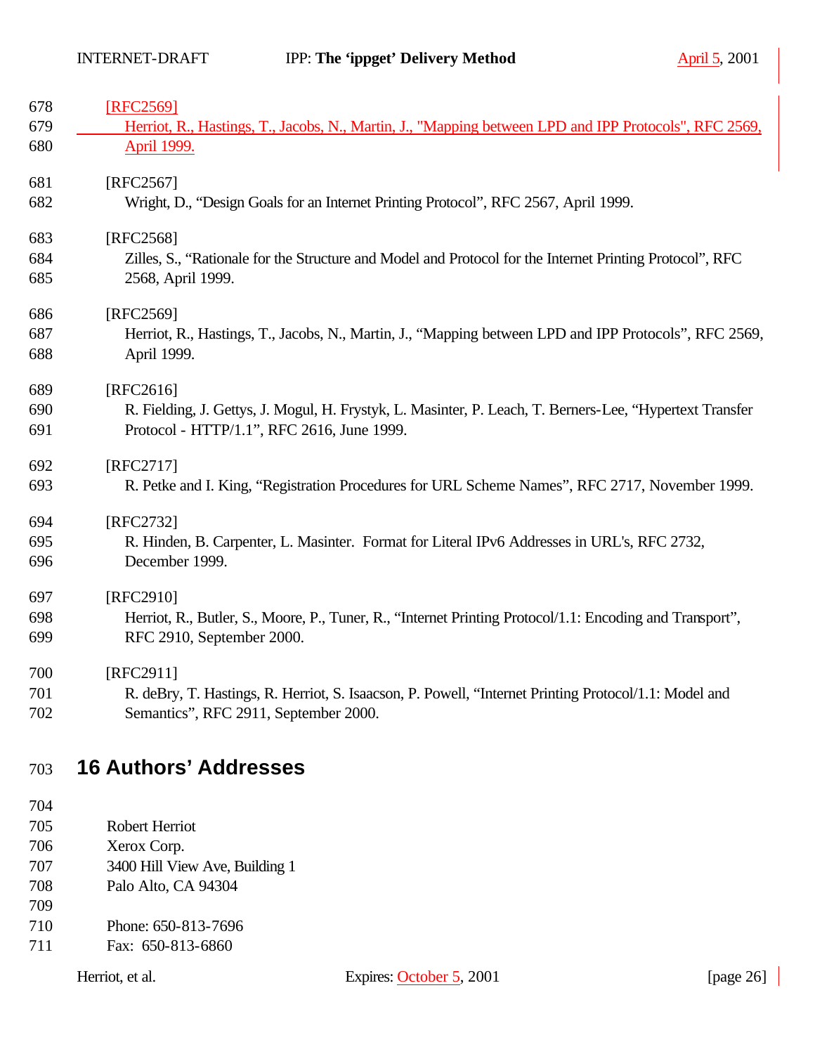[RFC2569]
Herriot, R., Hastings, T., Jacobs, N., Martin, J., "Mapping between LPD and IPP Protocols", RFC 2569, April 1999.

[RFC2567]
Wright, D., “Design Goals for an Internet Printing Protocol”, RFC 2567, April 1999.

[RFC2568]
Zilles, S., “Rationale for the Structure and Model and Protocol for the Internet Printing Protocol”, RFC 2568, April 1999.

[RFC2569]
Herriot, R., Hastings, T., Jacobs, N., Martin, J., “Mapping between LPD and IPP Protocols”, RFC 2569, April 1999.

[RFC2616]
R. Fielding, J. Gettys, J. Mogul, H. Frystyk, L. Masinter, P. Leach, T. Berners-Lee, “Hypertext Transfer Protocol - HTTP/1.1”, RFC 2616, June 1999.

[RFC2717]
R. Petke and I. King, “Registration Procedures for URL Scheme Names”, RFC 2717, November 1999.

[RFC2732]
R. Hinden, B. Carpenter, L. Masinter. Format for Literal IPv6 Addresses in URL's, RFC 2732, December 1999.

[RFC2910]
Herriot, R., Butler, S., Moore, P., Tuner, R., “Internet Printing Protocol/1.1: Encoding and Transport”, RFC 2910, September 2000.

[RFC2911]
R. deBry, T. Hastings, R. Herriot, S. Isaacson, P. Powell, “Internet Printing Protocol/1.1: Model and Semantics”, RFC 2911, September 2000.

# 16 Authors' Addresses

Robert Herriot
Xerox Corp.
3400 Hill View Ave, Building 1
Palo Alto, CA 94304

Phone: 650-813-7696
Fax: 650-813-6860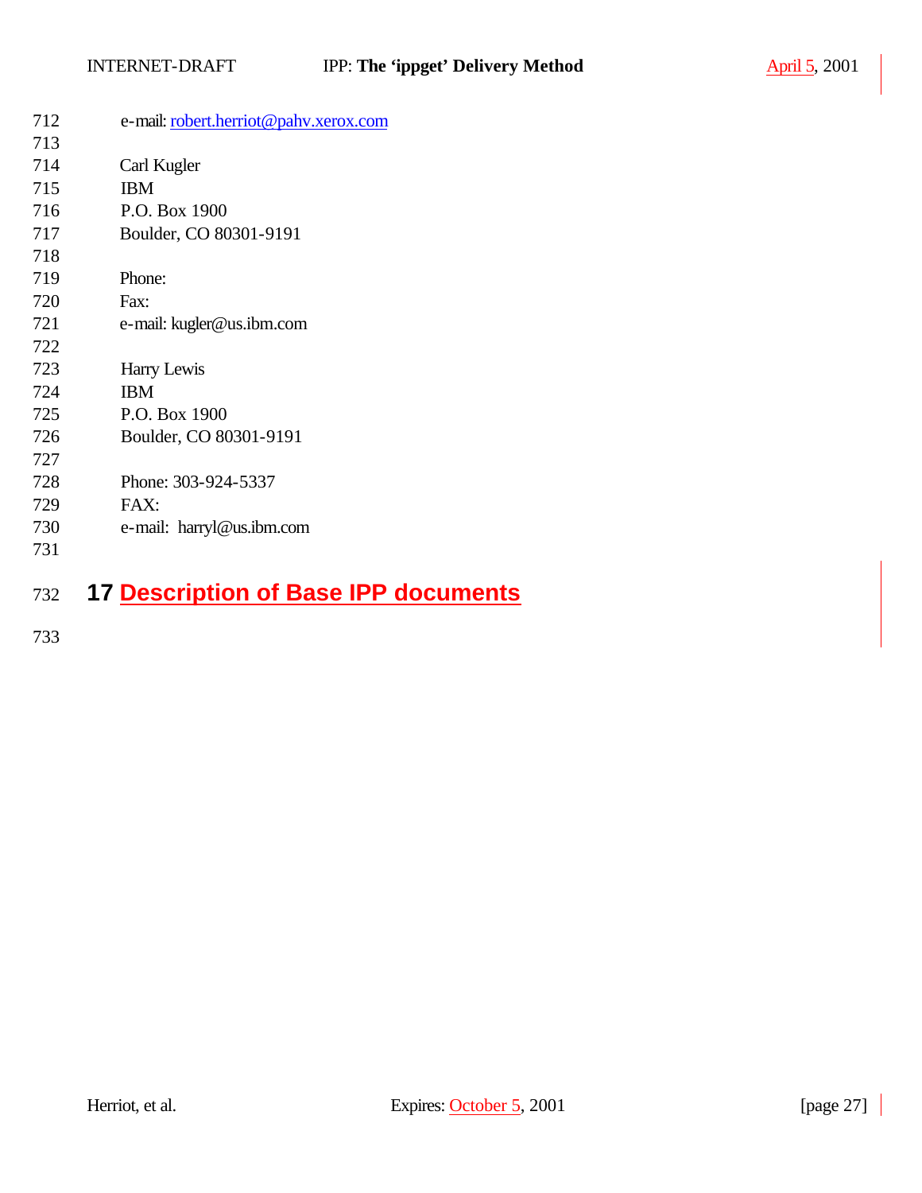e-mail: robert.herriot@pahv.xerox.com

Carl Kugler
IBM
P.O. Box 1900
Boulder, CO 80301-9191

Phone:
Fax:
e-mail: kugler@us.ibm.com

Harry Lewis
IBM
P.O. Box 1900
Boulder, CO 80301-9191

Phone: 303-924-5337
FAX:
e-mail: harryl@us.ibm.com

# 17 Description of Base IPP documents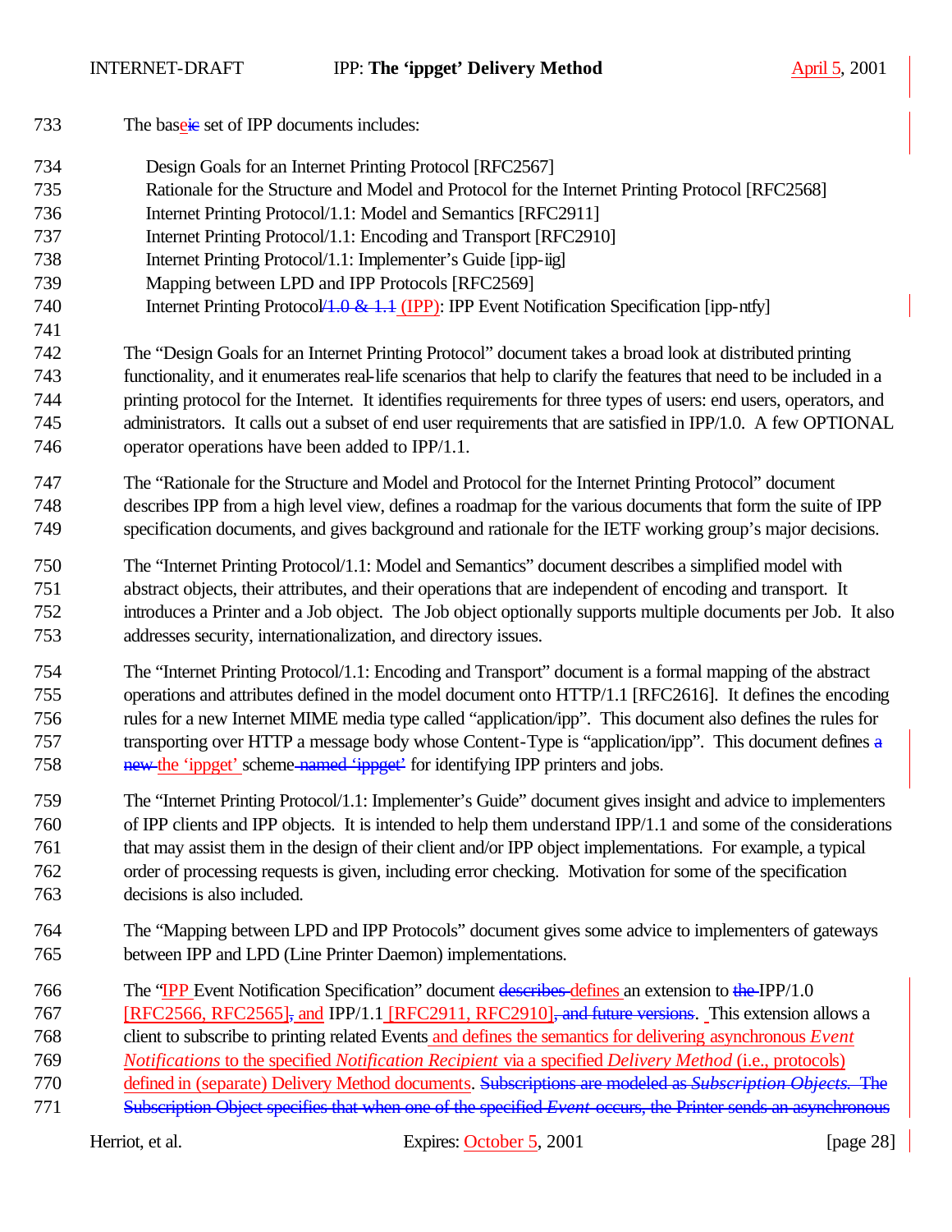The baseic set of IPP documents includes:

Design Goals for an Internet Printing Protocol [RFC2567]
Rationale for the Structure and Model and Protocol for the Internet Printing Protocol [RFC2568]
Internet Printing Protocol/1.1: Model and Semantics [RFC2911]
Internet Printing Protocol/1.1: Encoding and Transport [RFC2910]
Internet Printing Protocol/1.1: Implementer's Guide [ipp-iig]
Mapping between LPD and IPP Protocols [RFC2569]
Internet Printing Protocol/1.0 & 1.1 (IPP): IPP Event Notification Specification [ipp-ntfy]

The "Design Goals for an Internet Printing Protocol" document takes a broad look at distributed printing functionality, and it enumerates real-life scenarios that help to clarify the features that need to be included in a printing protocol for the Internet. It identifies requirements for three types of users: end users, operators, and administrators. It calls out a subset of end user requirements that are satisfied in IPP/1.0. A few OPTIONAL operator operations have been added to IPP/1.1.

The "Rationale for the Structure and Model and Protocol for the Internet Printing Protocol" document describes IPP from a high level view, defines a roadmap for the various documents that form the suite of IPP specification documents, and gives background and rationale for the IETF working group's major decisions.

The "Internet Printing Protocol/1.1: Model and Semantics" document describes a simplified model with abstract objects, their attributes, and their operations that are independent of encoding and transport. It introduces a Printer and a Job object. The Job object optionally supports multiple documents per Job. It also addresses security, internationalization, and directory issues.

The "Internet Printing Protocol/1.1: Encoding and Transport" document is a formal mapping of the abstract operations and attributes defined in the model document onto HTTP/1.1 [RFC2616]. It defines the encoding rules for a new Internet MIME media type called "application/ipp". This document also defines the rules for transporting over HTTP a message body whose Content-Type is "application/ipp". This document defines a new the 'ippget' scheme named 'ippget' for identifying IPP printers and jobs.

The "Internet Printing Protocol/1.1: Implementer's Guide" document gives insight and advice to implementers of IPP clients and IPP objects. It is intended to help them understand IPP/1.1 and some of the considerations that may assist them in the design of their client and/or IPP object implementations. For example, a typical order of processing requests is given, including error checking. Motivation for some of the specification decisions is also included.

The "Mapping between LPD and IPP Protocols" document gives some advice to implementers of gateways between IPP and LPD (Line Printer Daemon) implementations.

The "IPP Event Notification Specification" document describes defines an extension to the IPP/1.0 [RFC2566, RFC2565], and IPP/1.1 [RFC2911, RFC2910], and future versions. This extension allows a client to subscribe to printing related Events and defines the semantics for delivering asynchronous *Event Notifications* to the specified *Notification Recipient* via a specified *Delivery Method* (i.e., protocols) defined in (separate) Delivery Method documents. Subscriptions are modeled as *Subscription Objects*. The Subscription Object specifies that when one of the specified *Event* occurs, the Printer sends an asynchronous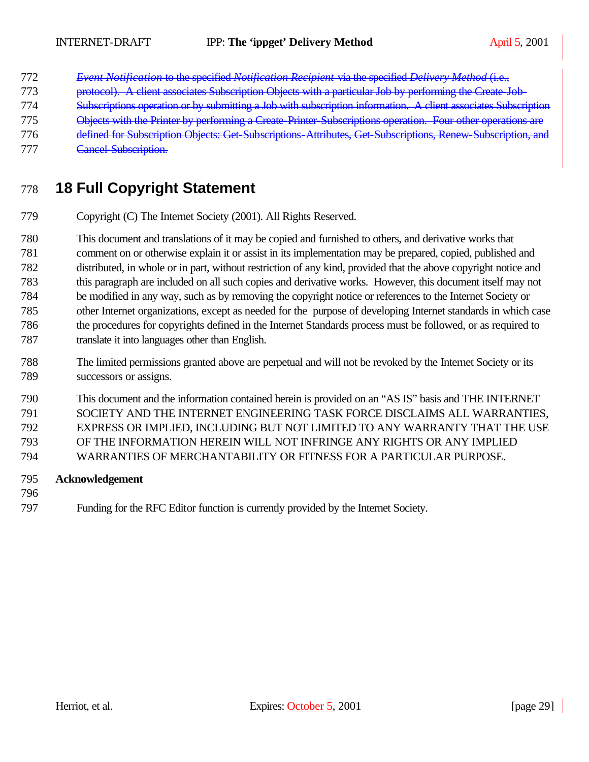~~*Event Notification* to the specified *Notification Recipient* via the specified *Delivery Method* (i.e., protocol). A client associates Subscription Objects with a particular Job by performing the Create-Job-Subscriptions operation or by submitting a Job with subscription information. A client associates Subscription Objects with the Printer by performing a Create-Printer-Subscriptions operation. Four other operations are defined for Subscription Objects: Get-Subscriptions-Attributes, Get-Subscriptions, Renew-Subscription, and Cancel-Subscription.~~

# 18 Full Copyright Statement

Copyright (C) The Internet Society (2001). All Rights Reserved.

This document and translations of it may be copied and furnished to others, and derivative works that comment on or otherwise explain it or assist in its implementation may be prepared, copied, published and distributed, in whole or in part, without restriction of any kind, provided that the above copyright notice and this paragraph are included on all such copies and derivative works. However, this document itself may not be modified in any way, such as by removing the copyright notice or references to the Internet Society or other Internet organizations, except as needed for the purpose of developing Internet standards in which case the procedures for copyrights defined in the Internet Standards process must be followed, or as required to translate it into languages other than English.

The limited permissions granted above are perpetual and will not be revoked by the Internet Society or its successors or assigns.

This document and the information contained herein is provided on an "AS IS" basis and THE INTERNET SOCIETY AND THE INTERNET ENGINEERING TASK FORCE DISCLAIMS ALL WARRANTIES, EXPRESS OR IMPLIED, INCLUDING BUT NOT LIMITED TO ANY WARRANTY THAT THE USE OF THE INFORMATION HEREIN WILL NOT INFRINGE ANY RIGHTS OR ANY IMPLIED WARRANTIES OF MERCHANTABILITY OR FITNESS FOR A PARTICULAR PURPOSE.

**Acknowledgement**

Funding for the RFC Editor function is currently provided by the Internet Society.